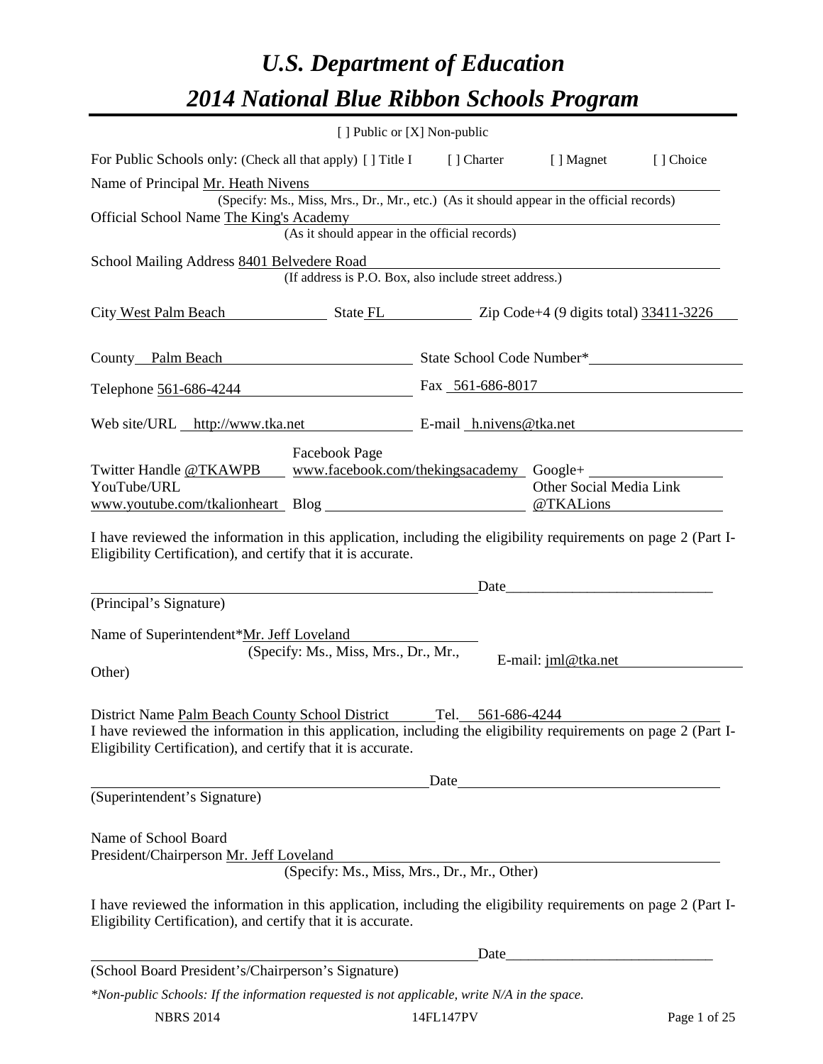# *U.S. Department of Education*

# *2014 National Blue Ribbon Schools Program*

[ ] Public or [X] Non-public

For Public Schools only: (Check all that apply) [ ] Title I [ ] Charter [ ] Magnet [ ] Choice

Name of Principal Mr. Heath Nivens

(Specify: Ms., Miss, Mrs., Dr., Mr., etc.) (As it should appear in the official records)

Official School Name The King's Academy

(As it should appear in the official records)

School Mailing Address 8401 Belvedere Road

(If address is P.O. Box, also include street address.)

City West Palm Beach State FL Zip Code+4 (9 digits total) 33411-3226

County Palm Beach State School Code Number*

Telephone 561-686-4244 Fax 561-686-8017

Web site/URL http://www.tka.net E-mail h.nivens@tka.net

Twitter Handle @TKAWPB Facebook Page www.facebook.com/thekingsacademy Google+

YouTube/URL www.youtube.com/tkalionheart Blog Other Social Media Link @TKALions

I have reviewed the information in this application, including the eligibility requirements on page 2 (Part I-Eligibility Certification), and certify that it is accurate.

Date____________________________

(Principal's Signature)

Name of Superintendent*Mr. Jeff Loveland

(Specify: Ms., Miss, Mrs., Dr., Mr., Other)

E-mail: jml@tka.net

District Name Palm Beach County School District Tel. 561-686-4244

I have reviewed the information in this application, including the eligibility requirements on page 2 (Part I-Eligibility Certification), and certify that it is accurate.

Date

(Superintendent's Signature)

Name of School Board President/Chairperson Mr. Jeff Loveland

(Specify: Ms., Miss, Mrs., Dr., Mr., Other)

I have reviewed the information in this application, including the eligibility requirements on page 2 (Part I-Eligibility Certification), and certify that it is accurate.

Date____________________________

(School Board President's/Chairperson's Signature)

*\*Non-public Schools: If the information requested is not applicable, write N/A in the space.*

NBRS 2014 14FL147PV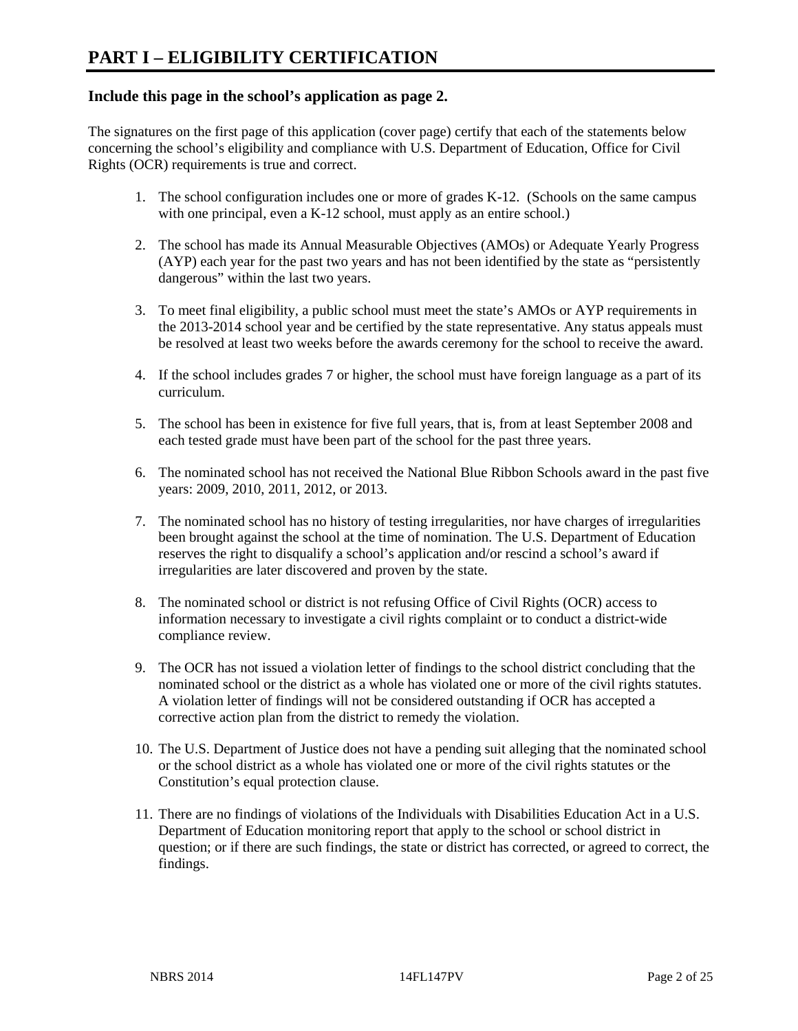# PART I – ELIGIBILITY CERTIFICATION

### Include this page in the school's application as page 2.

The signatures on the first page of this application (cover page) certify that each of the statements below concerning the school's eligibility and compliance with U.S. Department of Education, Office for Civil Rights (OCR) requirements is true and correct.

1. The school configuration includes one or more of grades K-12. (Schools on the same campus with one principal, even a K-12 school, must apply as an entire school.)

2. The school has made its Annual Measurable Objectives (AMOs) or Adequate Yearly Progress (AYP) each year for the past two years and has not been identified by the state as "persistently dangerous" within the last two years.

3. To meet final eligibility, a public school must meet the state's AMOs or AYP requirements in the 2013-2014 school year and be certified by the state representative. Any status appeals must be resolved at least two weeks before the awards ceremony for the school to receive the award.

4. If the school includes grades 7 or higher, the school must have foreign language as a part of its curriculum.

5. The school has been in existence for five full years, that is, from at least September 2008 and each tested grade must have been part of the school for the past three years.

6. The nominated school has not received the National Blue Ribbon Schools award in the past five years: 2009, 2010, 2011, 2012, or 2013.

7. The nominated school has no history of testing irregularities, nor have charges of irregularities been brought against the school at the time of nomination. The U.S. Department of Education reserves the right to disqualify a school's application and/or rescind a school's award if irregularities are later discovered and proven by the state.

8. The nominated school or district is not refusing Office of Civil Rights (OCR) access to information necessary to investigate a civil rights complaint or to conduct a district-wide compliance review.

9. The OCR has not issued a violation letter of findings to the school district concluding that the nominated school or the district as a whole has violated one or more of the civil rights statutes. A violation letter of findings will not be considered outstanding if OCR has accepted a corrective action plan from the district to remedy the violation.

10. The U.S. Department of Justice does not have a pending suit alleging that the nominated school or the school district as a whole has violated one or more of the civil rights statutes or the Constitution's equal protection clause.

11. There are no findings of violations of the Individuals with Disabilities Education Act in a U.S. Department of Education monitoring report that apply to the school or school district in question; or if there are such findings, the state or district has corrected, or agreed to correct, the findings.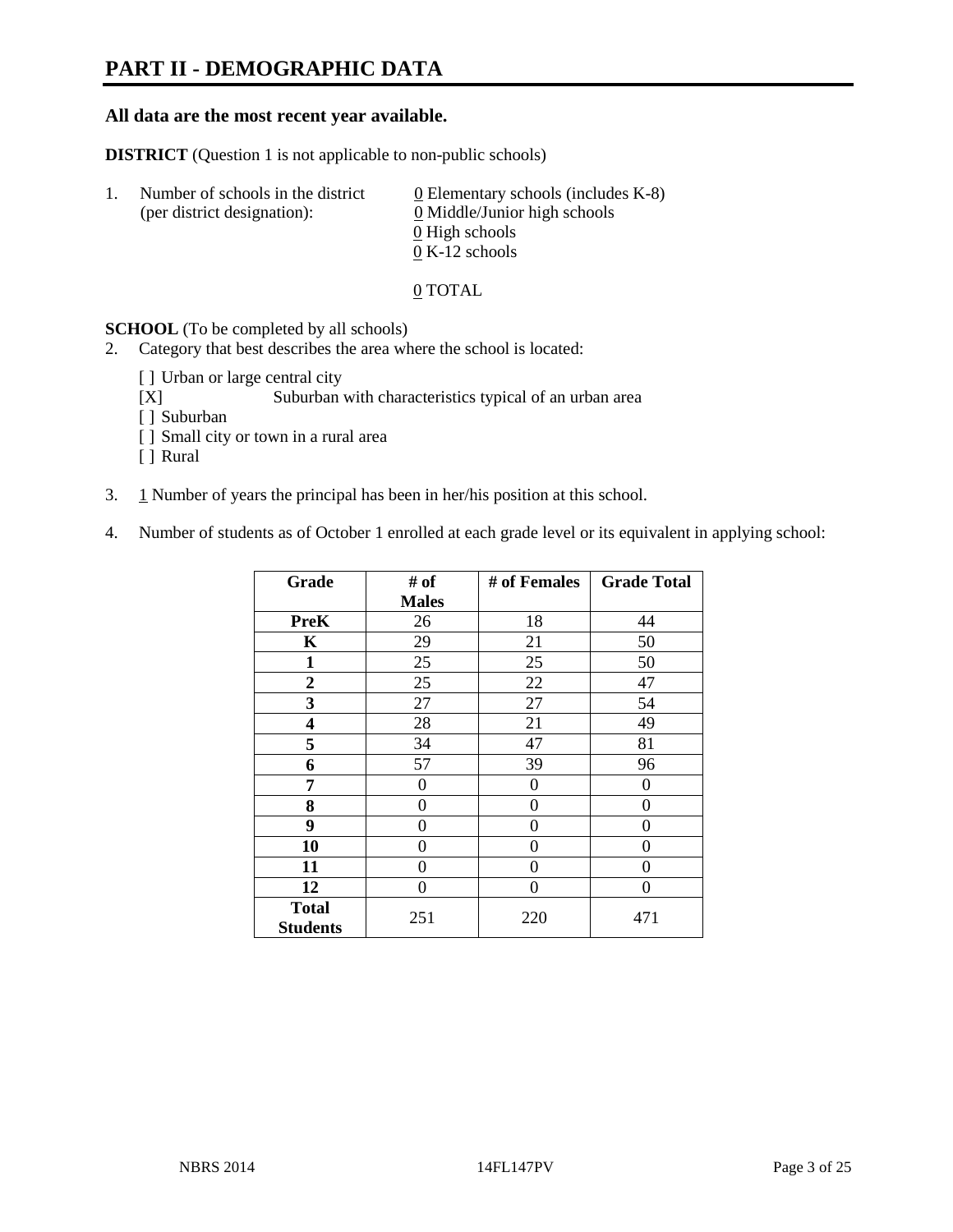# PART II - DEMOGRAPHIC DATA

**All data are the most recent year available.**

**DISTRICT** (Question 1 is not applicable to non-public schools)

1. Number of schools in the district (per district designation):
   0 Elementary schools (includes K-8)
   0 Middle/Junior high schools
   0 High schools
   0 K-12 schools

   0 TOTAL

**SCHOOL** (To be completed by all schools)

2. Category that best describes the area where the school is located:

   [ ] Urban or large central city
   [X] Suburban with characteristics typical of an urban area
   [ ] Suburban
   [ ] Small city or town in a rural area
   [ ] Rural

3. 1 Number of years the principal has been in her/his position at this school.

4. Number of students as of October 1 enrolled at each grade level or its equivalent in applying school:

| Grade | # of Males | # of Females | Grade Total |
|---|---|---|---|
| **PreK** | 26 | 18 | 44 |
| **K** | 29 | 21 | 50 |
| **1** | 25 | 25 | 50 |
| **2** | 25 | 22 | 47 |
| **3** | 27 | 27 | 54 |
| **4** | 28 | 21 | 49 |
| **5** | 34 | 47 | 81 |
| **6** | 57 | 39 | 96 |
| **7** | 0 | 0 | 0 |
| **8** | 0 | 0 | 0 |
| **9** | 0 | 0 | 0 |
| **10** | 0 | 0 | 0 |
| **11** | 0 | 0 | 0 |
| **12** | 0 | 0 | 0 |
| **Total Students** | 251 | 220 | 471 |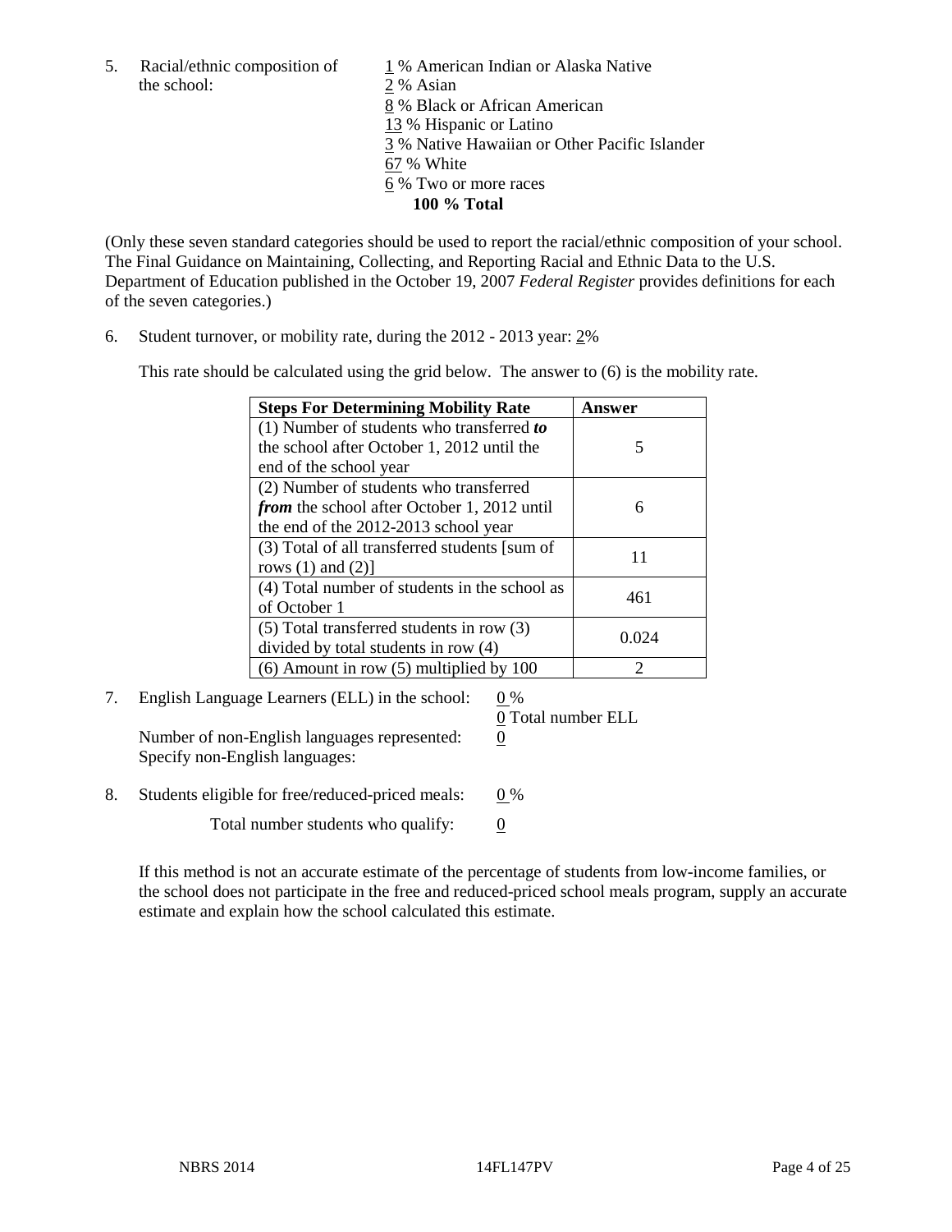5. Racial/ethnic composition of the school:

1 % American Indian or Alaska Native
2 % Asian
8 % Black or African American
13 % Hispanic or Latino
3 % Native Hawaiian or Other Pacific Islander
67 % White
6 % Two or more races
**100 % Total**

(Only these seven standard categories should be used to report the racial/ethnic composition of your school. The Final Guidance on Maintaining, Collecting, and Reporting Racial and Ethnic Data to the U.S. Department of Education published in the October 19, 2007 *Federal Register* provides definitions for each of the seven categories.)

6. Student turnover, or mobility rate, during the 2012 - 2013 year: 2%

This rate should be calculated using the grid below. The answer to (6) is the mobility rate.

| **Steps For Determining Mobility Rate** | **Answer** |
|---|---|
| (1) Number of students who transferred ***to*** the school after October 1, 2012 until the end of the school year | 5 |
| (2) Number of students who transferred ***from*** the school after October 1, 2012 until the end of the 2012-2013 school year | 6 |
| (3) Total of all transferred students [sum of rows (1) and (2)] | 11 |
| (4) Total number of students in the school as of October 1 | 461 |
| (5) Total transferred students in row (3) divided by total students in row (4) | 0.024 |
| (6) Amount in row (5) multiplied by 100 | 2 |

7. English Language Learners (ELL) in the school: 0 %
0 Total number ELL

Number of non-English languages represented: 0
Specify non-English languages:

8. Students eligible for free/reduced-priced meals: 0 %

Total number students who qualify: 0

If this method is not an accurate estimate of the percentage of students from low-income families, or the school does not participate in the free and reduced-priced school meals program, supply an accurate estimate and explain how the school calculated this estimate.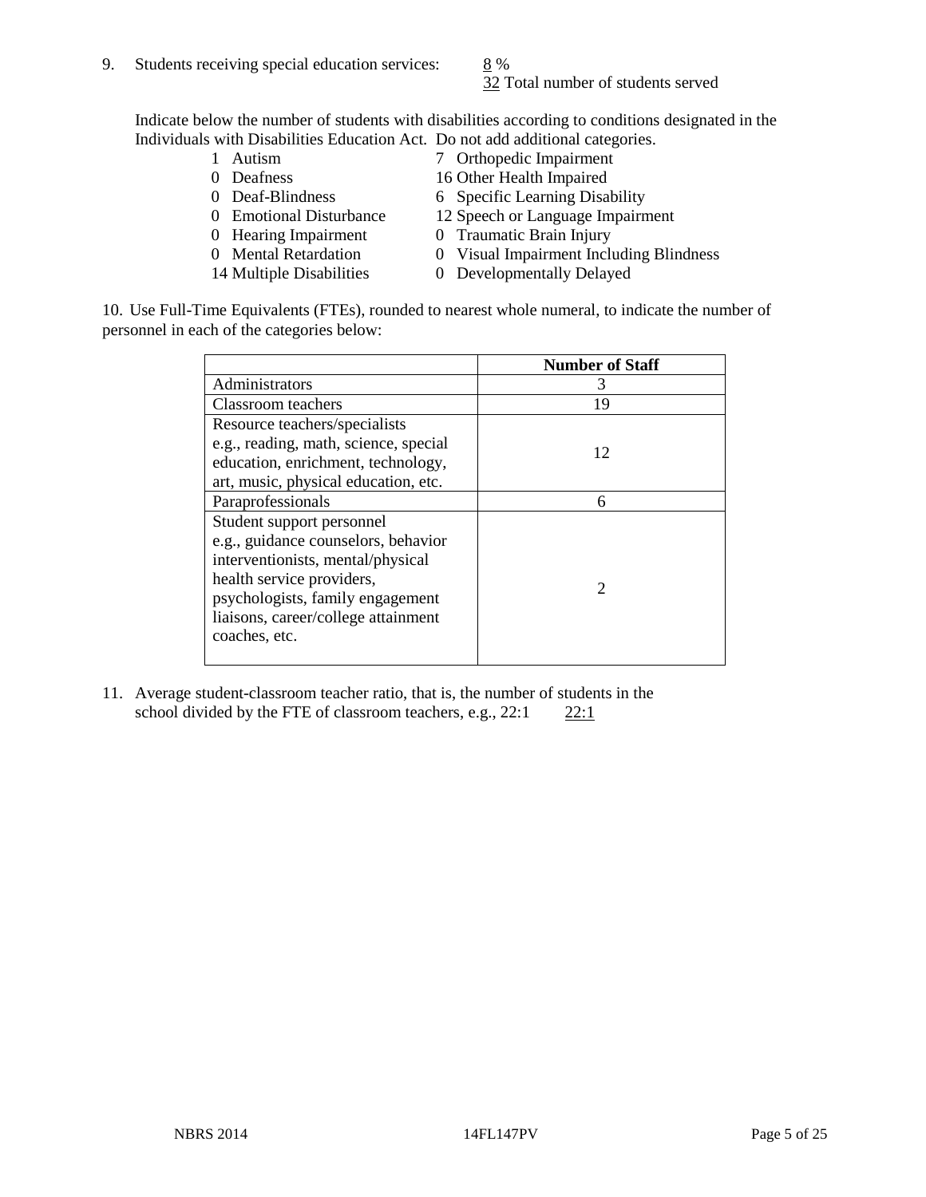9. Students receiving special education services: 8 %
   32 Total number of students served

   Indicate below the number of students with disabilities according to conditions designated in the Individuals with Disabilities Education Act. Do not add additional categories.

| | |
|---|---|
| 1 Autism | 7 Orthopedic Impairment |
| 0 Deafness | 16 Other Health Impaired |
| 0 Deaf-Blindness | 6 Specific Learning Disability |
| 0 Emotional Disturbance | 12 Speech or Language Impairment |
| 0 Hearing Impairment | 0 Traumatic Brain Injury |
| 0 Mental Retardation | 0 Visual Impairment Including Blindness |
| 14 Multiple Disabilities | 0 Developmentally Delayed |

10. Use Full-Time Equivalents (FTEs), rounded to nearest whole numeral, to indicate the number of personnel in each of the categories below:

| | Number of Staff |
|---|---|
| Administrators | 3 |
| Classroom teachers | 19 |
| Resource teachers/specialists e.g., reading, math, science, special education, enrichment, technology, art, music, physical education, etc. | 12 |
| Paraprofessionals | 6 |
| Student support personnel e.g., guidance counselors, behavior interventionists, mental/physical health service providers, psychologists, family engagement liaisons, career/college attainment coaches, etc. | 2 |

11. Average student-classroom teacher ratio, that is, the number of students in the school divided by the FTE of classroom teachers, e.g., 22:1 22:1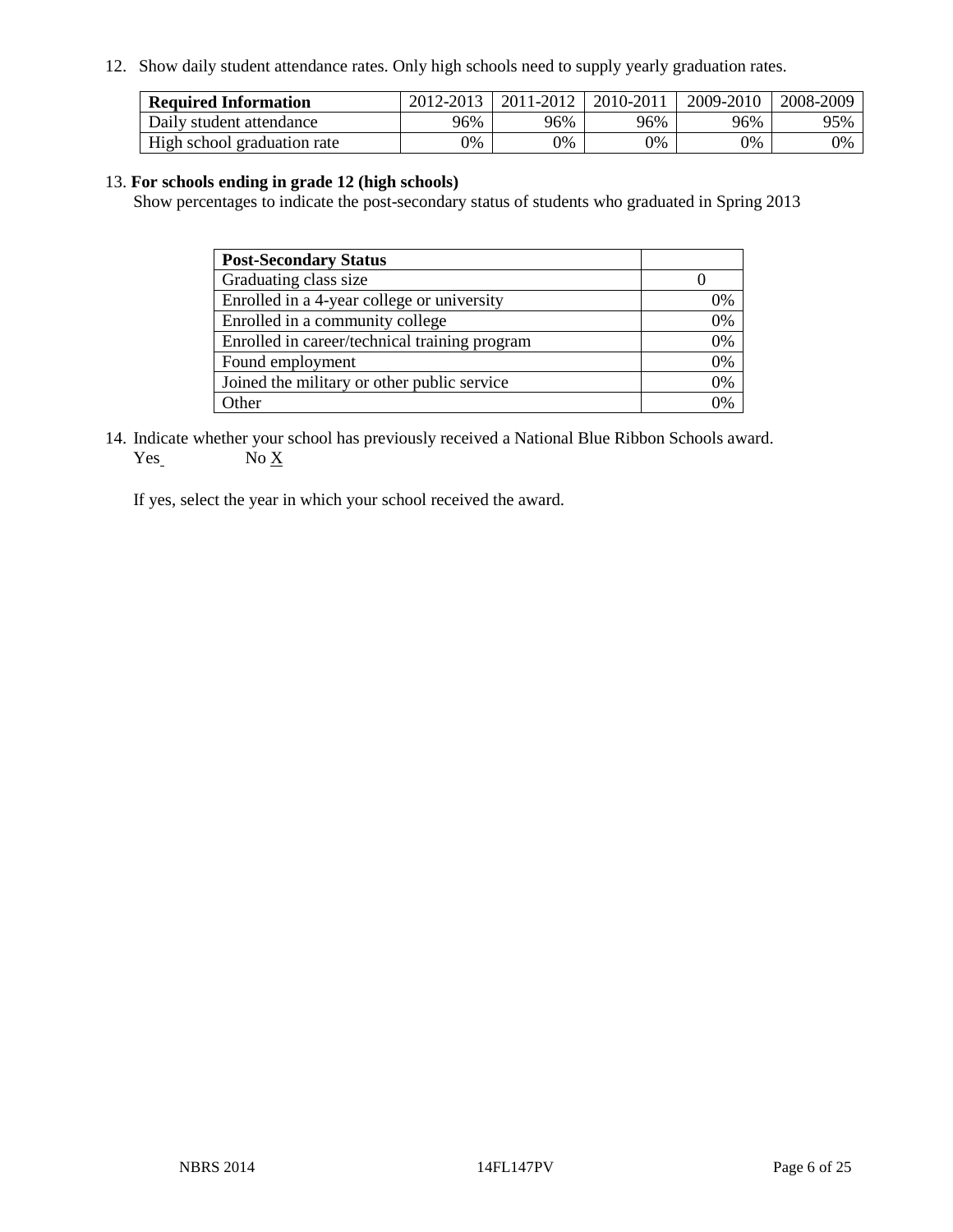12. Show daily student attendance rates. Only high schools need to supply yearly graduation rates.

| Required Information | 2012-2013 | 2011-2012 | 2010-2011 | 2009-2010 | 2008-2009 |
|---|---|---|---|---|---|
| Daily student attendance | 96% | 96% | 96% | 96% | 95% |
| High school graduation rate | 0% | 0% | 0% | 0% | 0% |

13. **For schools ending in grade 12 (high schools)**
Show percentages to indicate the post-secondary status of students who graduated in Spring 2013

| Post-Secondary Status | |
|---|---|
| Graduating class size | 0 |
| Enrolled in a 4-year college or university | 0% |
| Enrolled in a community college | 0% |
| Enrolled in career/technical training program | 0% |
| Found employment | 0% |
| Joined the military or other public service | 0% |
| Other | 0% |

14. Indicate whether your school has previously received a National Blue Ribbon Schools award.
Yes No X

If yes, select the year in which your school received the award.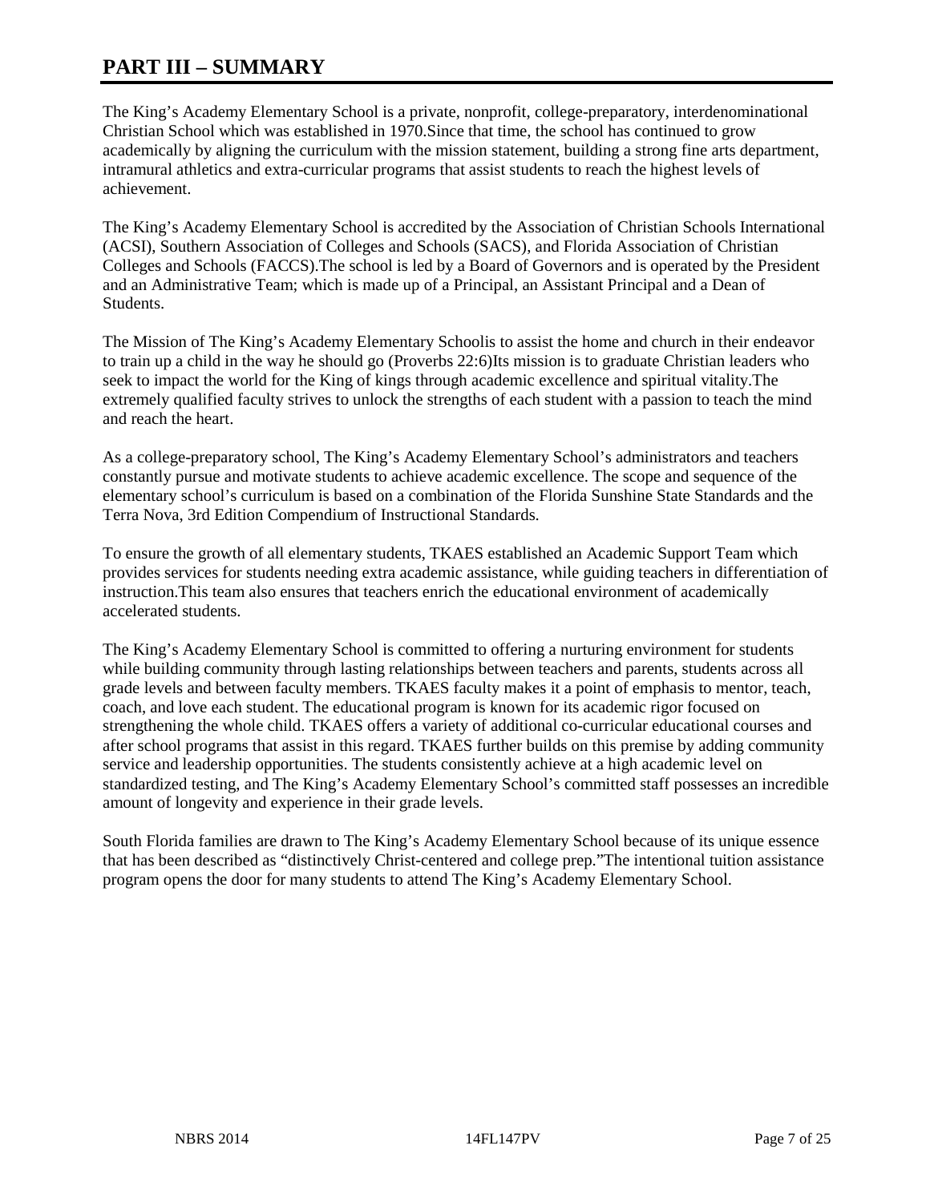# PART III – SUMMARY

The King's Academy Elementary School is a private, nonprofit, college-preparatory, interdenominational Christian School which was established in 1970.Since that time, the school has continued to grow academically by aligning the curriculum with the mission statement, building a strong fine arts department, intramural athletics and extra-curricular programs that assist students to reach the highest levels of achievement.

The King's Academy Elementary School is accredited by the Association of Christian Schools International (ACSI), Southern Association of Colleges and Schools (SACS), and Florida Association of Christian Colleges and Schools (FACCS).The school is led by a Board of Governors and is operated by the President and an Administrative Team; which is made up of a Principal, an Assistant Principal and a Dean of Students.

The Mission of The King's Academy Elementary Schoolis to assist the home and church in their endeavor to train up a child in the way he should go (Proverbs 22:6)Its mission is to graduate Christian leaders who seek to impact the world for the King of kings through academic excellence and spiritual vitality.The extremely qualified faculty strives to unlock the strengths of each student with a passion to teach the mind and reach the heart.

As a college-preparatory school, The King's Academy Elementary School's administrators and teachers constantly pursue and motivate students to achieve academic excellence. The scope and sequence of the elementary school's curriculum is based on a combination of the Florida Sunshine State Standards and the Terra Nova, 3rd Edition Compendium of Instructional Standards.

To ensure the growth of all elementary students, TKAES established an Academic Support Team which provides services for students needing extra academic assistance, while guiding teachers in differentiation of instruction.This team also ensures that teachers enrich the educational environment of academically accelerated students.

The King's Academy Elementary School is committed to offering a nurturing environment for students while building community through lasting relationships between teachers and parents, students across all grade levels and between faculty members. TKAES faculty makes it a point of emphasis to mentor, teach, coach, and love each student. The educational program is known for its academic rigor focused on strengthening the whole child. TKAES offers a variety of additional co-curricular educational courses and after school programs that assist in this regard. TKAES further builds on this premise by adding community service and leadership opportunities. The students consistently achieve at a high academic level on standardized testing, and The King's Academy Elementary School's committed staff possesses an incredible amount of longevity and experience in their grade levels.

South Florida families are drawn to The King's Academy Elementary School because of its unique essence that has been described as "distinctively Christ-centered and college prep."The intentional tuition assistance program opens the door for many students to attend The King's Academy Elementary School.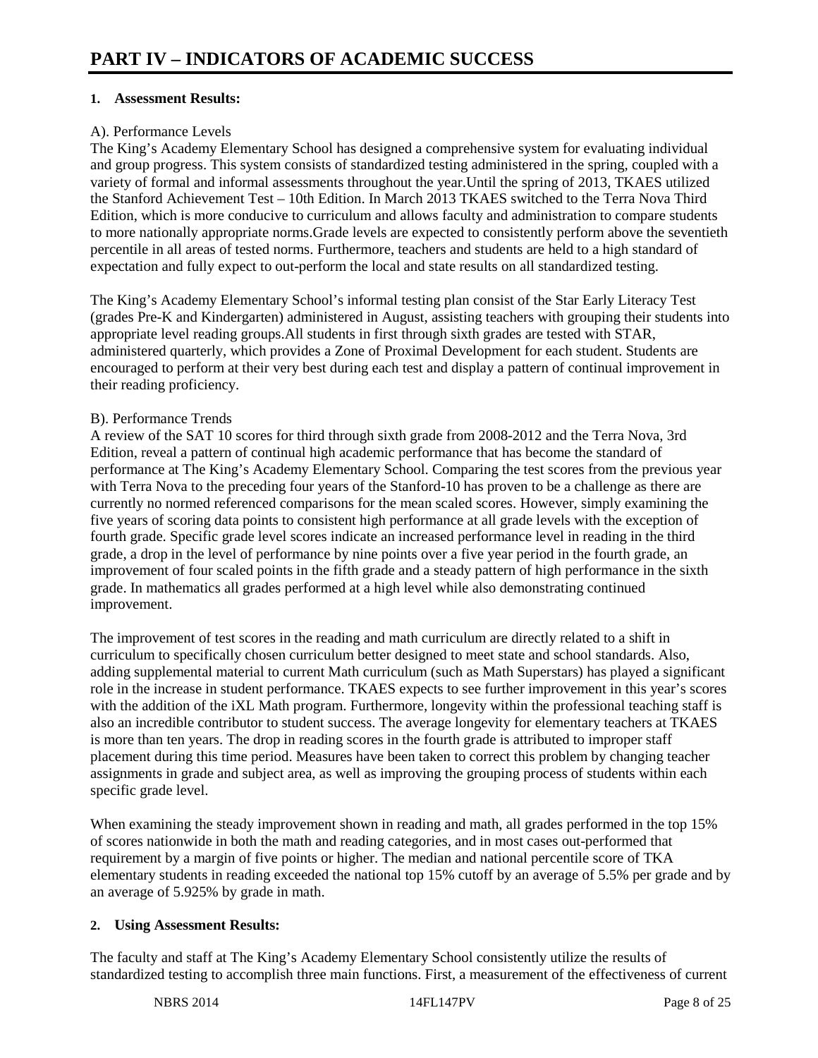# PART IV – INDICATORS OF ACADEMIC SUCCESS

**1. Assessment Results:**

A). Performance Levels

The King's Academy Elementary School has designed a comprehensive system for evaluating individual and group progress. This system consists of standardized testing administered in the spring, coupled with a variety of formal and informal assessments throughout the year.Until the spring of 2013, TKAES utilized the Stanford Achievement Test – 10th Edition. In March 2013 TKAES switched to the Terra Nova Third Edition, which is more conducive to curriculum and allows faculty and administration to compare students to more nationally appropriate norms.Grade levels are expected to consistently perform above the seventieth percentile in all areas of tested norms. Furthermore, teachers and students are held to a high standard of expectation and fully expect to out-perform the local and state results on all standardized testing.

The King's Academy Elementary School's informal testing plan consist of the Star Early Literacy Test (grades Pre-K and Kindergarten) administered in August, assisting teachers with grouping their students into appropriate level reading groups.All students in first through sixth grades are tested with STAR, administered quarterly, which provides a Zone of Proximal Development for each student. Students are encouraged to perform at their very best during each test and display a pattern of continual improvement in their reading proficiency.

B). Performance Trends

A review of the SAT 10 scores for third through sixth grade from 2008-2012 and the Terra Nova, 3rd Edition, reveal a pattern of continual high academic performance that has become the standard of performance at The King's Academy Elementary School. Comparing the test scores from the previous year with Terra Nova to the preceding four years of the Stanford-10 has proven to be a challenge as there are currently no normed referenced comparisons for the mean scaled scores. However, simply examining the five years of scoring data points to consistent high performance at all grade levels with the exception of fourth grade. Specific grade level scores indicate an increased performance level in reading in the third grade, a drop in the level of performance by nine points over a five year period in the fourth grade, an improvement of four scaled points in the fifth grade and a steady pattern of high performance in the sixth grade. In mathematics all grades performed at a high level while also demonstrating continued improvement.

The improvement of test scores in the reading and math curriculum are directly related to a shift in curriculum to specifically chosen curriculum better designed to meet state and school standards. Also, adding supplemental material to current Math curriculum (such as Math Superstars) has played a significant role in the increase in student performance. TKAES expects to see further improvement in this year's scores with the addition of the iXL Math program. Furthermore, longevity within the professional teaching staff is also an incredible contributor to student success. The average longevity for elementary teachers at TKAES is more than ten years. The drop in reading scores in the fourth grade is attributed to improper staff placement during this time period. Measures have been taken to correct this problem by changing teacher assignments in grade and subject area, as well as improving the grouping process of students within each specific grade level.

When examining the steady improvement shown in reading and math, all grades performed in the top 15% of scores nationwide in both the math and reading categories, and in most cases out-performed that requirement by a margin of five points or higher. The median and national percentile score of TKA elementary students in reading exceeded the national top 15% cutoff by an average of 5.5% per grade and by an average of 5.925% by grade in math.

**2. Using Assessment Results:**

The faculty and staff at The King's Academy Elementary School consistently utilize the results of standardized testing to accomplish three main functions. First, a measurement of the effectiveness of current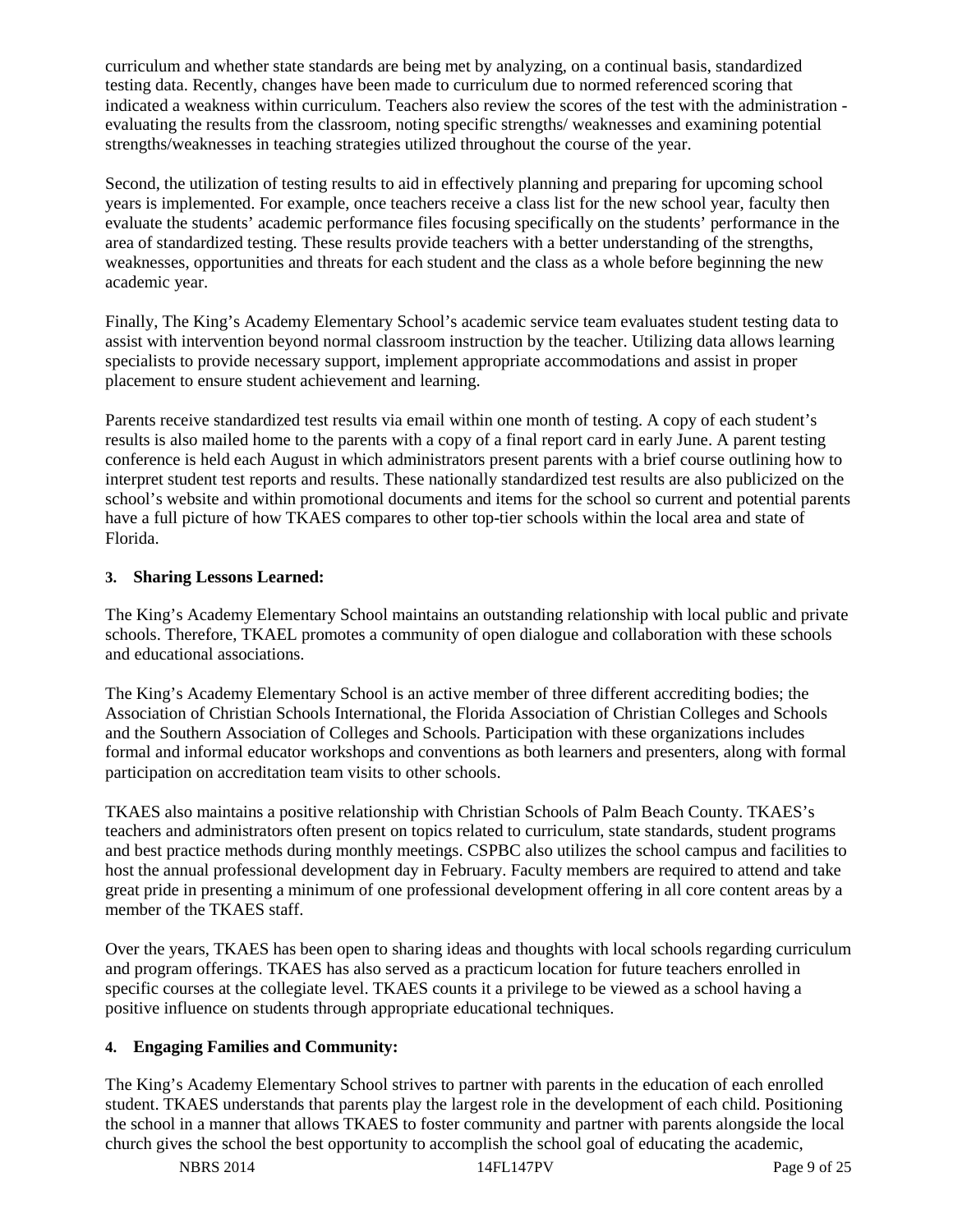curriculum and whether state standards are being met by analyzing, on a continual basis, standardized testing data. Recently, changes have been made to curriculum due to normed referenced scoring that indicated a weakness within curriculum. Teachers also review the scores of the test with the administration - evaluating the results from the classroom, noting specific strengths/ weaknesses and examining potential strengths/weaknesses in teaching strategies utilized throughout the course of the year.

Second, the utilization of testing results to aid in effectively planning and preparing for upcoming school years is implemented. For example, once teachers receive a class list for the new school year, faculty then evaluate the students' academic performance files focusing specifically on the students' performance in the area of standardized testing. These results provide teachers with a better understanding of the strengths, weaknesses, opportunities and threats for each student and the class as a whole before beginning the new academic year.

Finally, The King's Academy Elementary School's academic service team evaluates student testing data to assist with intervention beyond normal classroom instruction by the teacher. Utilizing data allows learning specialists to provide necessary support, implement appropriate accommodations and assist in proper placement to ensure student achievement and learning.

Parents receive standardized test results via email within one month of testing. A copy of each student's results is also mailed home to the parents with a copy of a final report card in early June. A parent testing conference is held each August in which administrators present parents with a brief course outlining how to interpret student test reports and results. These nationally standardized test results are also publicized on the school's website and within promotional documents and items for the school so current and potential parents have a full picture of how TKAES compares to other top-tier schools within the local area and state of Florida.

### 3. Sharing Lessons Learned:

The King's Academy Elementary School maintains an outstanding relationship with local public and private schools. Therefore, TKAEL promotes a community of open dialogue and collaboration with these schools and educational associations.

The King's Academy Elementary School is an active member of three different accrediting bodies; the Association of Christian Schools International, the Florida Association of Christian Colleges and Schools and the Southern Association of Colleges and Schools. Participation with these organizations includes formal and informal educator workshops and conventions as both learners and presenters, along with formal participation on accreditation team visits to other schools.

TKAES also maintains a positive relationship with Christian Schools of Palm Beach County. TKAES's teachers and administrators often present on topics related to curriculum, state standards, student programs and best practice methods during monthly meetings. CSPBC also utilizes the school campus and facilities to host the annual professional development day in February. Faculty members are required to attend and take great pride in presenting a minimum of one professional development offering in all core content areas by a member of the TKAES staff.

Over the years, TKAES has been open to sharing ideas and thoughts with local schools regarding curriculum and program offerings. TKAES has also served as a practicum location for future teachers enrolled in specific courses at the collegiate level. TKAES counts it a privilege to be viewed as a school having a positive influence on students through appropriate educational techniques.

### 4. Engaging Families and Community:

The King's Academy Elementary School strives to partner with parents in the education of each enrolled student. TKAES understands that parents play the largest role in the development of each child. Positioning the school in a manner that allows TKAES to foster community and partner with parents alongside the local church gives the school the best opportunity to accomplish the school goal of educating the academic,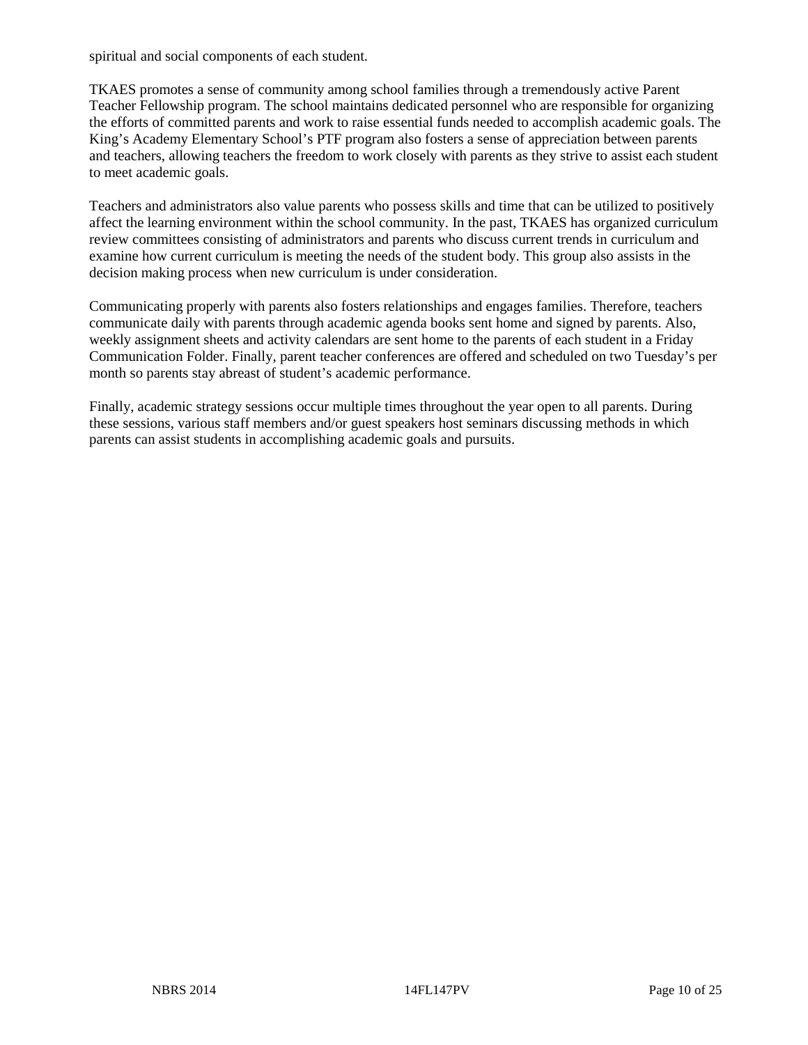spiritual and social components of each student.

TKAES promotes a sense of community among school families through a tremendously active Parent Teacher Fellowship program. The school maintains dedicated personnel who are responsible for organizing the efforts of committed parents and work to raise essential funds needed to accomplish academic goals. The King's Academy Elementary School's PTF program also fosters a sense of appreciation between parents and teachers, allowing teachers the freedom to work closely with parents as they strive to assist each student to meet academic goals.

Teachers and administrators also value parents who possess skills and time that can be utilized to positively affect the learning environment within the school community. In the past, TKAES has organized curriculum review committees consisting of administrators and parents who discuss current trends in curriculum and examine how current curriculum is meeting the needs of the student body. This group also assists in the decision making process when new curriculum is under consideration.

Communicating properly with parents also fosters relationships and engages families. Therefore, teachers communicate daily with parents through academic agenda books sent home and signed by parents. Also, weekly assignment sheets and activity calendars are sent home to the parents of each student in a Friday Communication Folder. Finally, parent teacher conferences are offered and scheduled on two Tuesday's per month so parents stay abreast of student's academic performance.

Finally, academic strategy sessions occur multiple times throughout the year open to all parents. During these sessions, various staff members and/or guest speakers host seminars discussing methods in which parents can assist students in accomplishing academic goals and pursuits.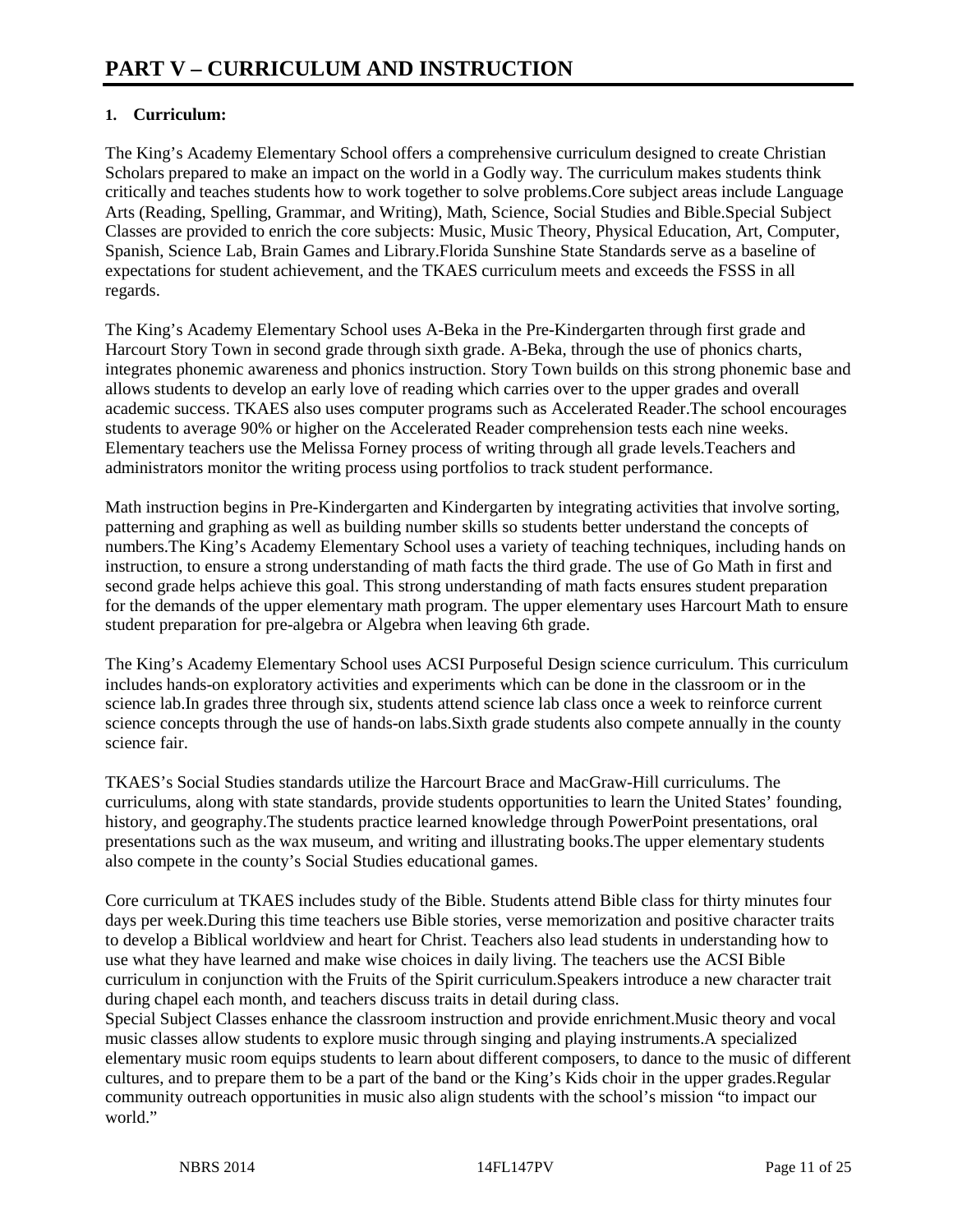# PART V – CURRICULUM AND INSTRUCTION

**1. Curriculum:**

The King's Academy Elementary School offers a comprehensive curriculum designed to create Christian Scholars prepared to make an impact on the world in a Godly way. The curriculum makes students think critically and teaches students how to work together to solve problems.Core subject areas include Language Arts (Reading, Spelling, Grammar, and Writing), Math, Science, Social Studies and Bible.Special Subject Classes are provided to enrich the core subjects: Music, Music Theory, Physical Education, Art, Computer, Spanish, Science Lab, Brain Games and Library.Florida Sunshine State Standards serve as a baseline of expectations for student achievement, and the TKAES curriculum meets and exceeds the FSSS in all regards.

The King's Academy Elementary School uses A-Beka in the Pre-Kindergarten through first grade and Harcourt Story Town in second grade through sixth grade. A-Beka, through the use of phonics charts, integrates phonemic awareness and phonics instruction. Story Town builds on this strong phonemic base and allows students to develop an early love of reading which carries over to the upper grades and overall academic success. TKAES also uses computer programs such as Accelerated Reader.The school encourages students to average 90% or higher on the Accelerated Reader comprehension tests each nine weeks. Elementary teachers use the Melissa Forney process of writing through all grade levels.Teachers and administrators monitor the writing process using portfolios to track student performance.

Math instruction begins in Pre-Kindergarten and Kindergarten by integrating activities that involve sorting, patterning and graphing as well as building number skills so students better understand the concepts of numbers.The King's Academy Elementary School uses a variety of teaching techniques, including hands on instruction, to ensure a strong understanding of math facts the third grade. The use of Go Math in first and second grade helps achieve this goal. This strong understanding of math facts ensures student preparation for the demands of the upper elementary math program. The upper elementary uses Harcourt Math to ensure student preparation for pre-algebra or Algebra when leaving 6th grade.

The King's Academy Elementary School uses ACSI Purposeful Design science curriculum. This curriculum includes hands-on exploratory activities and experiments which can be done in the classroom or in the science lab.In grades three through six, students attend science lab class once a week to reinforce current science concepts through the use of hands-on labs.Sixth grade students also compete annually in the county science fair.

TKAES's Social Studies standards utilize the Harcourt Brace and MacGraw-Hill curriculums. The curriculums, along with state standards, provide students opportunities to learn the United States' founding, history, and geography.The students practice learned knowledge through PowerPoint presentations, oral presentations such as the wax museum, and writing and illustrating books.The upper elementary students also compete in the county's Social Studies educational games.

Core curriculum at TKAES includes study of the Bible. Students attend Bible class for thirty minutes four days per week.During this time teachers use Bible stories, verse memorization and positive character traits to develop a Biblical worldview and heart for Christ. Teachers also lead students in understanding how to use what they have learned and make wise choices in daily living. The teachers use the ACSI Bible curriculum in conjunction with the Fruits of the Spirit curriculum.Speakers introduce a new character trait during chapel each month, and teachers discuss traits in detail during class.
Special Subject Classes enhance the classroom instruction and provide enrichment.Music theory and vocal music classes allow students to explore music through singing and playing instruments.A specialized elementary music room equips students to learn about different composers, to dance to the music of different cultures, and to prepare them to be a part of the band or the King's Kids choir in the upper grades.Regular community outreach opportunities in music also align students with the school's mission "to impact our world."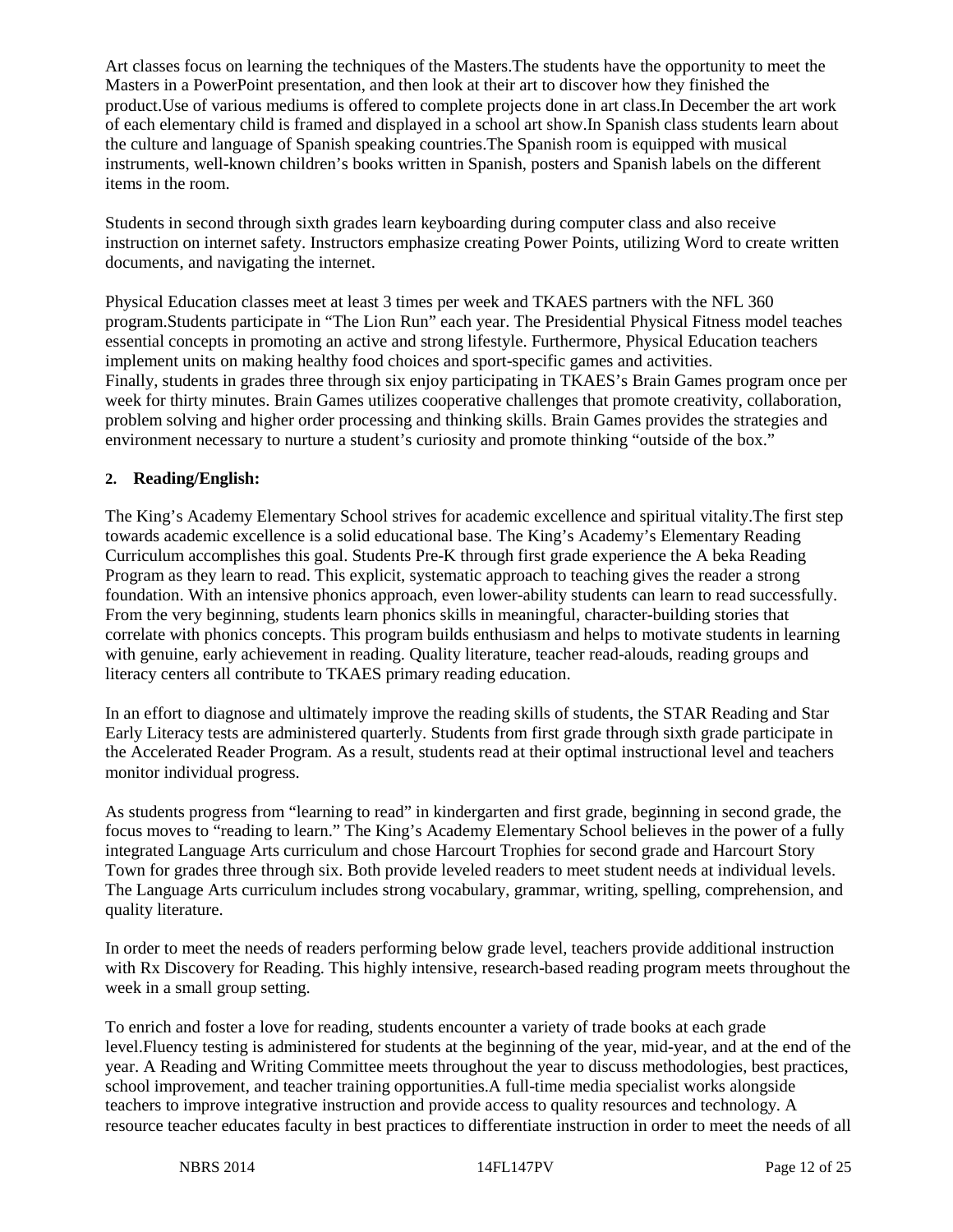Art classes focus on learning the techniques of the Masters.The students have the opportunity to meet the Masters in a PowerPoint presentation, and then look at their art to discover how they finished the product.Use of various mediums is offered to complete projects done in art class.In December the art work of each elementary child is framed and displayed in a school art show.In Spanish class students learn about the culture and language of Spanish speaking countries.The Spanish room is equipped with musical instruments, well-known children's books written in Spanish, posters and Spanish labels on the different items in the room.

Students in second through sixth grades learn keyboarding during computer class and also receive instruction on internet safety. Instructors emphasize creating Power Points, utilizing Word to create written documents, and navigating the internet.

Physical Education classes meet at least 3 times per week and TKAES partners with the NFL 360 program.Students participate in "The Lion Run" each year. The Presidential Physical Fitness model teaches essential concepts in promoting an active and strong lifestyle. Furthermore, Physical Education teachers implement units on making healthy food choices and sport-specific games and activities.
Finally, students in grades three through six enjoy participating in TKAES's Brain Games program once per week for thirty minutes. Brain Games utilizes cooperative challenges that promote creativity, collaboration, problem solving and higher order processing and thinking skills. Brain Games provides the strategies and environment necessary to nurture a student's curiosity and promote thinking "outside of the box."

**2. Reading/English:**

The King's Academy Elementary School strives for academic excellence and spiritual vitality.The first step towards academic excellence is a solid educational base. The King's Academy's Elementary Reading Curriculum accomplishes this goal. Students Pre-K through first grade experience the A beka Reading Program as they learn to read. This explicit, systematic approach to teaching gives the reader a strong foundation. With an intensive phonics approach, even lower-ability students can learn to read successfully. From the very beginning, students learn phonics skills in meaningful, character-building stories that correlate with phonics concepts. This program builds enthusiasm and helps to motivate students in learning with genuine, early achievement in reading. Quality literature, teacher read-alouds, reading groups and literacy centers all contribute to TKAES primary reading education.

In an effort to diagnose and ultimately improve the reading skills of students, the STAR Reading and Star Early Literacy tests are administered quarterly. Students from first grade through sixth grade participate in the Accelerated Reader Program. As a result, students read at their optimal instructional level and teachers monitor individual progress.

As students progress from "learning to read" in kindergarten and first grade, beginning in second grade, the focus moves to "reading to learn." The King's Academy Elementary School believes in the power of a fully integrated Language Arts curriculum and chose Harcourt Trophies for second grade and Harcourt Story Town for grades three through six. Both provide leveled readers to meet student needs at individual levels. The Language Arts curriculum includes strong vocabulary, grammar, writing, spelling, comprehension, and quality literature.

In order to meet the needs of readers performing below grade level, teachers provide additional instruction with Rx Discovery for Reading. This highly intensive, research-based reading program meets throughout the week in a small group setting.

To enrich and foster a love for reading, students encounter a variety of trade books at each grade level.Fluency testing is administered for students at the beginning of the year, mid-year, and at the end of the year. A Reading and Writing Committee meets throughout the year to discuss methodologies, best practices, school improvement, and teacher training opportunities.A full-time media specialist works alongside teachers to improve integrative instruction and provide access to quality resources and technology. A resource teacher educates faculty in best practices to differentiate instruction in order to meet the needs of all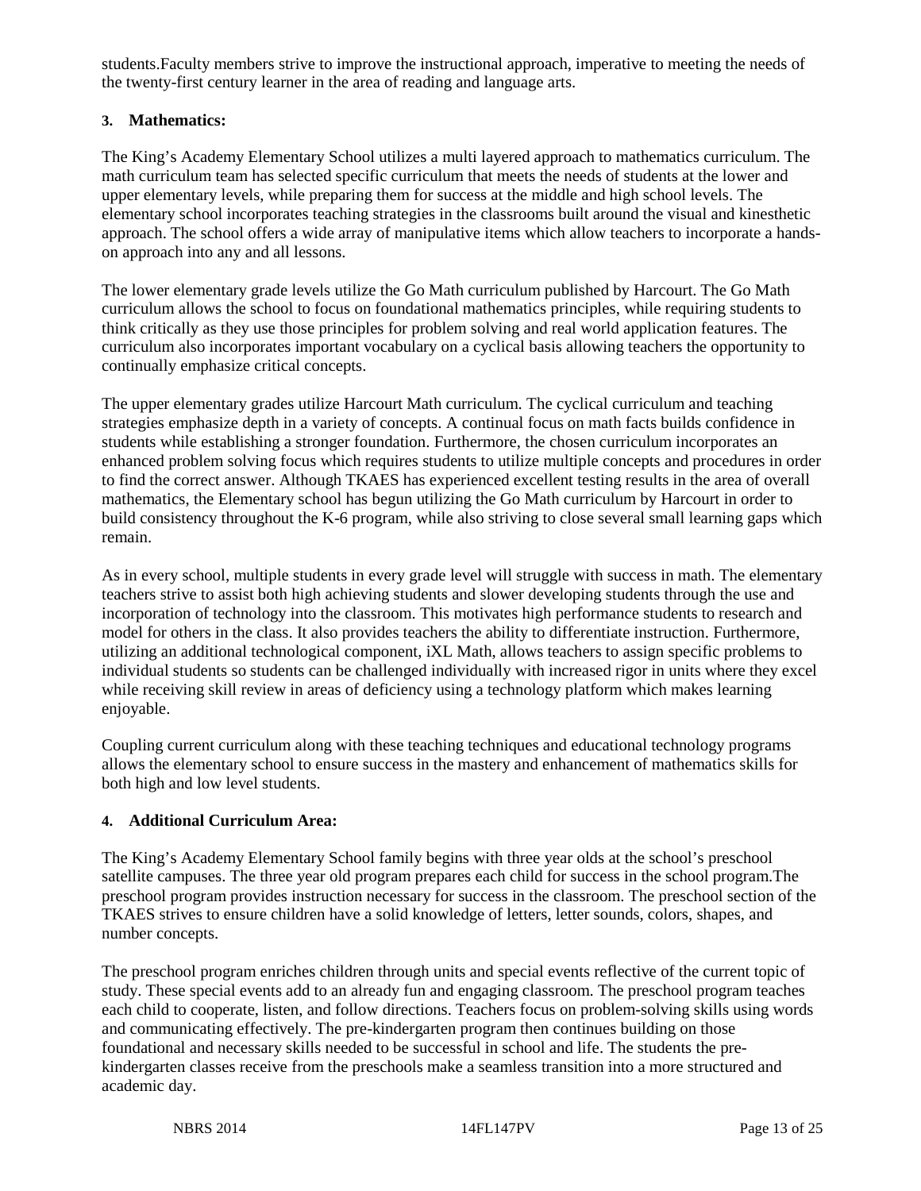students.Faculty members strive to improve the instructional approach, imperative to meeting the needs of the twenty-first century learner in the area of reading and language arts.

**3. Mathematics:**

The King's Academy Elementary School utilizes a multi layered approach to mathematics curriculum. The math curriculum team has selected specific curriculum that meets the needs of students at the lower and upper elementary levels, while preparing them for success at the middle and high school levels. The elementary school incorporates teaching strategies in the classrooms built around the visual and kinesthetic approach. The school offers a wide array of manipulative items which allow teachers to incorporate a hands-on approach into any and all lessons.

The lower elementary grade levels utilize the Go Math curriculum published by Harcourt. The Go Math curriculum allows the school to focus on foundational mathematics principles, while requiring students to think critically as they use those principles for problem solving and real world application features. The curriculum also incorporates important vocabulary on a cyclical basis allowing teachers the opportunity to continually emphasize critical concepts.

The upper elementary grades utilize Harcourt Math curriculum. The cyclical curriculum and teaching strategies emphasize depth in a variety of concepts. A continual focus on math facts builds confidence in students while establishing a stronger foundation. Furthermore, the chosen curriculum incorporates an enhanced problem solving focus which requires students to utilize multiple concepts and procedures in order to find the correct answer. Although TKAES has experienced excellent testing results in the area of overall mathematics, the Elementary school has begun utilizing the Go Math curriculum by Harcourt in order to build consistency throughout the K-6 program, while also striving to close several small learning gaps which remain.

As in every school, multiple students in every grade level will struggle with success in math. The elementary teachers strive to assist both high achieving students and slower developing students through the use and incorporation of technology into the classroom. This motivates high performance students to research and model for others in the class. It also provides teachers the ability to differentiate instruction. Furthermore, utilizing an additional technological component, iXL Math, allows teachers to assign specific problems to individual students so students can be challenged individually with increased rigor in units where they excel while receiving skill review in areas of deficiency using a technology platform which makes learning enjoyable.

Coupling current curriculum along with these teaching techniques and educational technology programs allows the elementary school to ensure success in the mastery and enhancement of mathematics skills for both high and low level students.

**4. Additional Curriculum Area:**

The King's Academy Elementary School family begins with three year olds at the school's preschool satellite campuses. The three year old program prepares each child for success in the school program.The preschool program provides instruction necessary for success in the classroom. The preschool section of the TKAES strives to ensure children have a solid knowledge of letters, letter sounds, colors, shapes, and number concepts.

The preschool program enriches children through units and special events reflective of the current topic of study. These special events add to an already fun and engaging classroom. The preschool program teaches each child to cooperate, listen, and follow directions. Teachers focus on problem-solving skills using words and communicating effectively. The pre-kindergarten program then continues building on those foundational and necessary skills needed to be successful in school and life. The students the pre-kindergarten classes receive from the preschools make a seamless transition into a more structured and academic day.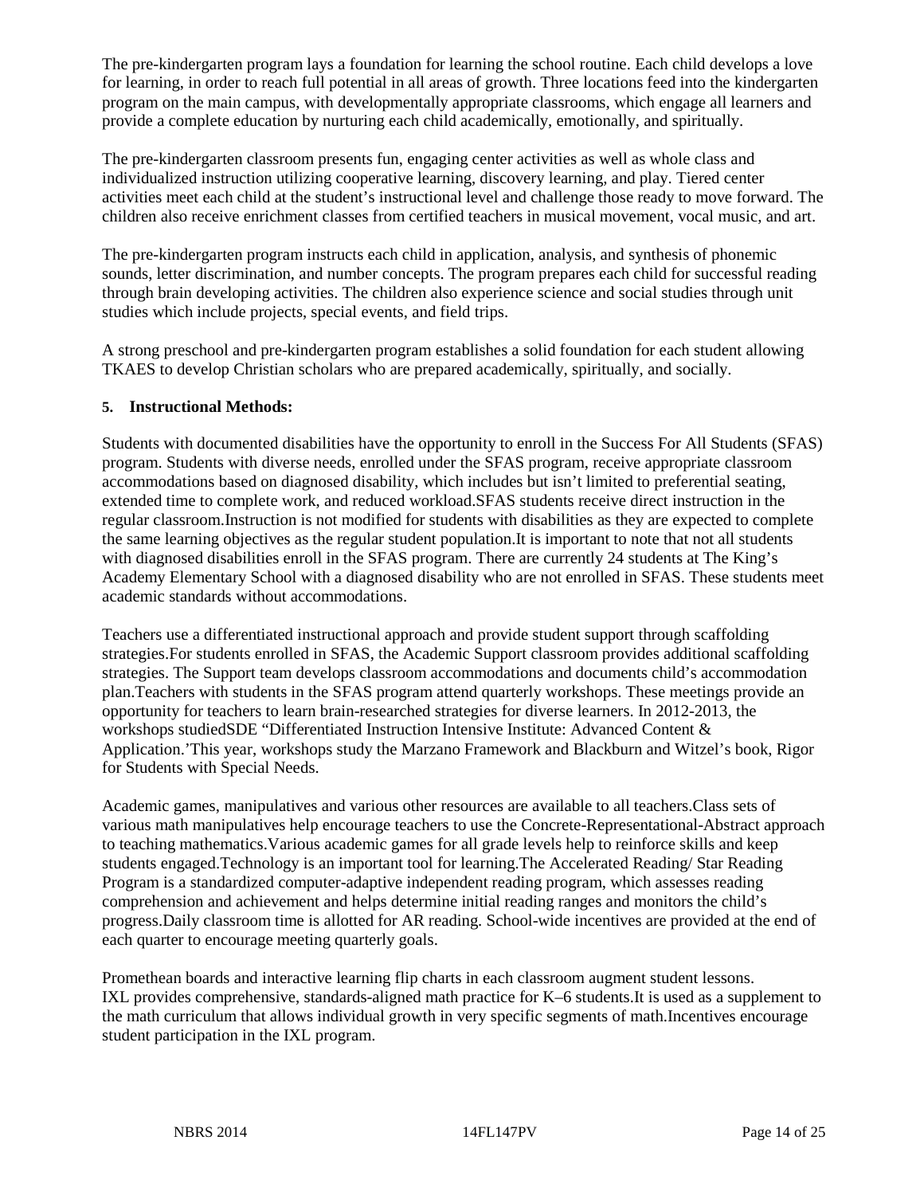The pre-kindergarten program lays a foundation for learning the school routine. Each child develops a love for learning, in order to reach full potential in all areas of growth. Three locations feed into the kindergarten program on the main campus, with developmentally appropriate classrooms, which engage all learners and provide a complete education by nurturing each child academically, emotionally, and spiritually.

The pre-kindergarten classroom presents fun, engaging center activities as well as whole class and individualized instruction utilizing cooperative learning, discovery learning, and play. Tiered center activities meet each child at the student's instructional level and challenge those ready to move forward. The children also receive enrichment classes from certified teachers in musical movement, vocal music, and art.

The pre-kindergarten program instructs each child in application, analysis, and synthesis of phonemic sounds, letter discrimination, and number concepts. The program prepares each child for successful reading through brain developing activities. The children also experience science and social studies through unit studies which include projects, special events, and field trips.

A strong preschool and pre-kindergarten program establishes a solid foundation for each student allowing TKAES to develop Christian scholars who are prepared academically, spiritually, and socially.

**5. Instructional Methods:**

Students with documented disabilities have the opportunity to enroll in the Success For All Students (SFAS) program. Students with diverse needs, enrolled under the SFAS program, receive appropriate classroom accommodations based on diagnosed disability, which includes but isn't limited to preferential seating, extended time to complete work, and reduced workload.SFAS students receive direct instruction in the regular classroom.Instruction is not modified for students with disabilities as they are expected to complete the same learning objectives as the regular student population.It is important to note that not all students with diagnosed disabilities enroll in the SFAS program. There are currently 24 students at The King's Academy Elementary School with a diagnosed disability who are not enrolled in SFAS. These students meet academic standards without accommodations.

Teachers use a differentiated instructional approach and provide student support through scaffolding strategies.For students enrolled in SFAS, the Academic Support classroom provides additional scaffolding strategies. The Support team develops classroom accommodations and documents child's accommodation plan.Teachers with students in the SFAS program attend quarterly workshops. These meetings provide an opportunity for teachers to learn brain-researched strategies for diverse learners. In 2012-2013, the workshops studiedSDE "Differentiated Instruction Intensive Institute: Advanced Content & Application.'This year, workshops study the Marzano Framework and Blackburn and Witzel's book, Rigor for Students with Special Needs.

Academic games, manipulatives and various other resources are available to all teachers.Class sets of various math manipulatives help encourage teachers to use the Concrete-Representational-Abstract approach to teaching mathematics.Various academic games for all grade levels help to reinforce skills and keep students engaged.Technology is an important tool for learning.The Accelerated Reading/ Star Reading Program is a standardized computer-adaptive independent reading program, which assesses reading comprehension and achievement and helps determine initial reading ranges and monitors the child's progress.Daily classroom time is allotted for AR reading. School-wide incentives are provided at the end of each quarter to encourage meeting quarterly goals.

Promethean boards and interactive learning flip charts in each classroom augment student lessons. IXL provides comprehensive, standards-aligned math practice for K–6 students.It is used as a supplement to the math curriculum that allows individual growth in very specific segments of math.Incentives encourage student participation in the IXL program.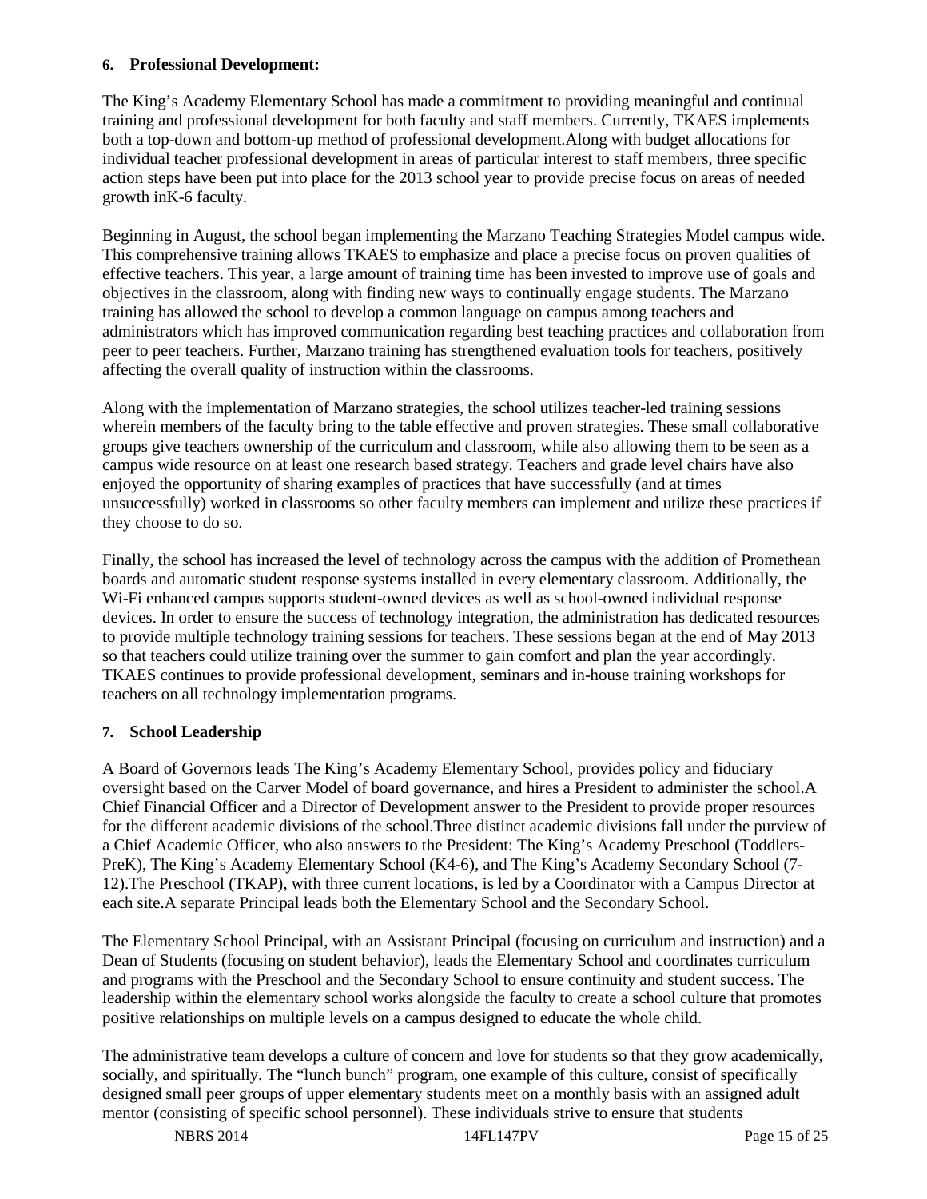#### 6. Professional Development:

The King's Academy Elementary School has made a commitment to providing meaningful and continual training and professional development for both faculty and staff members. Currently, TKAES implements both a top-down and bottom-up method of professional development.Along with budget allocations for individual teacher professional development in areas of particular interest to staff members, three specific action steps have been put into place for the 2013 school year to provide precise focus on areas of needed growth inK-6 faculty.

Beginning in August, the school began implementing the Marzano Teaching Strategies Model campus wide. This comprehensive training allows TKAES to emphasize and place a precise focus on proven qualities of effective teachers. This year, a large amount of training time has been invested to improve use of goals and objectives in the classroom, along with finding new ways to continually engage students. The Marzano training has allowed the school to develop a common language on campus among teachers and administrators which has improved communication regarding best teaching practices and collaboration from peer to peer teachers. Further, Marzano training has strengthened evaluation tools for teachers, positively affecting the overall quality of instruction within the classrooms.

Along with the implementation of Marzano strategies, the school utilizes teacher-led training sessions wherein members of the faculty bring to the table effective and proven strategies. These small collaborative groups give teachers ownership of the curriculum and classroom, while also allowing them to be seen as a campus wide resource on at least one research based strategy. Teachers and grade level chairs have also enjoyed the opportunity of sharing examples of practices that have successfully (and at times unsuccessfully) worked in classrooms so other faculty members can implement and utilize these practices if they choose to do so.

Finally, the school has increased the level of technology across the campus with the addition of Promethean boards and automatic student response systems installed in every elementary classroom. Additionally, the Wi-Fi enhanced campus supports student-owned devices as well as school-owned individual response devices. In order to ensure the success of technology integration, the administration has dedicated resources to provide multiple technology training sessions for teachers. These sessions began at the end of May 2013 so that teachers could utilize training over the summer to gain comfort and plan the year accordingly. TKAES continues to provide professional development, seminars and in-house training workshops for teachers on all technology implementation programs.

#### 7. School Leadership

A Board of Governors leads The King's Academy Elementary School, provides policy and fiduciary oversight based on the Carver Model of board governance, and hires a President to administer the school.A Chief Financial Officer and a Director of Development answer to the President to provide proper resources for the different academic divisions of the school.Three distinct academic divisions fall under the purview of a Chief Academic Officer, who also answers to the President: The King's Academy Preschool (Toddlers-PreK), The King's Academy Elementary School (K4-6), and The King's Academy Secondary School (7-12).The Preschool (TKAP), with three current locations, is led by a Coordinator with a Campus Director at each site.A separate Principal leads both the Elementary School and the Secondary School.

The Elementary School Principal, with an Assistant Principal (focusing on curriculum and instruction) and a Dean of Students (focusing on student behavior), leads the Elementary School and coordinates curriculum and programs with the Preschool and the Secondary School to ensure continuity and student success. The leadership within the elementary school works alongside the faculty to create a school culture that promotes positive relationships on multiple levels on a campus designed to educate the whole child.

The administrative team develops a culture of concern and love for students so that they grow academically, socially, and spiritually. The "lunch bunch" program, one example of this culture, consist of specifically designed small peer groups of upper elementary students meet on a monthly basis with an assigned adult mentor (consisting of specific school personnel). These individuals strive to ensure that students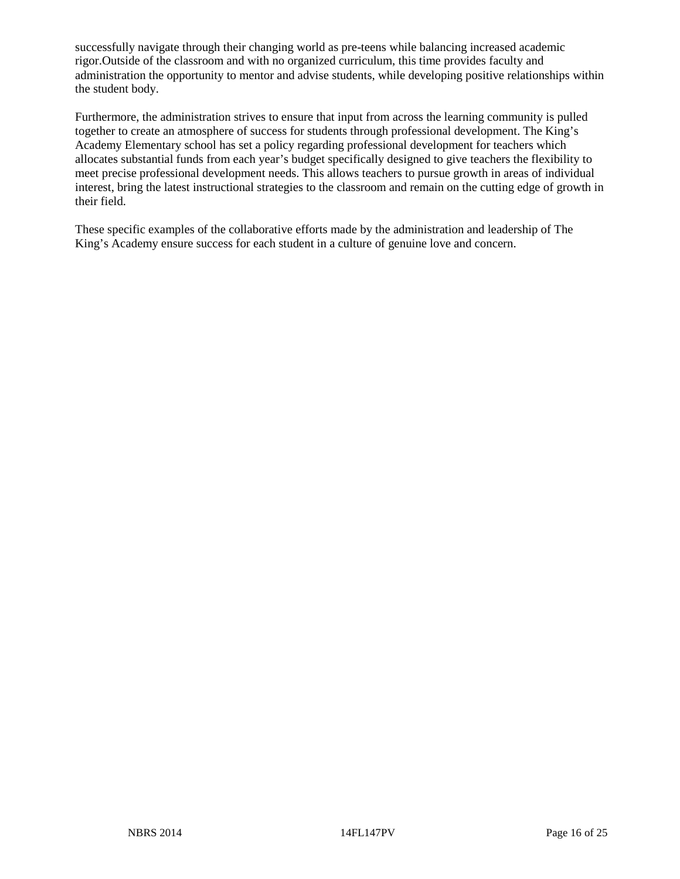successfully navigate through their changing world as pre-teens while balancing increased academic rigor.Outside of the classroom and with no organized curriculum, this time provides faculty and administration the opportunity to mentor and advise students, while developing positive relationships within the student body.

Furthermore, the administration strives to ensure that input from across the learning community is pulled together to create an atmosphere of success for students through professional development. The King's Academy Elementary school has set a policy regarding professional development for teachers which allocates substantial funds from each year's budget specifically designed to give teachers the flexibility to meet precise professional development needs. This allows teachers to pursue growth in areas of individual interest, bring the latest instructional strategies to the classroom and remain on the cutting edge of growth in their field.

These specific examples of the collaborative efforts made by the administration and leadership of The King's Academy ensure success for each student in a culture of genuine love and concern.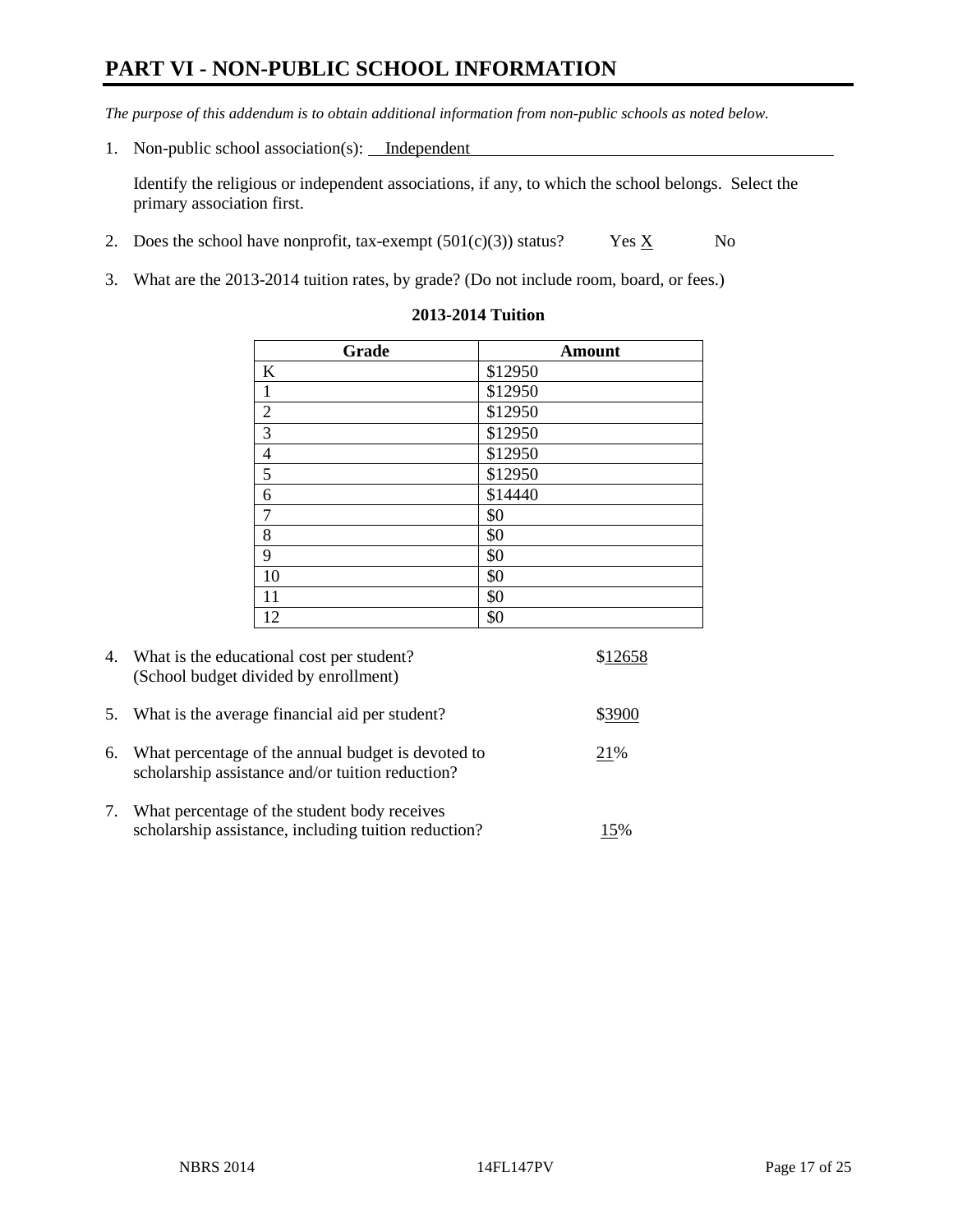# PART VI - NON-PUBLIC SCHOOL INFORMATION

*The purpose of this addendum is to obtain additional information from non-public schools as noted below.*

1. Non-public school association(s): Independent

   Identify the religious or independent associations, if any, to which the school belongs. Select the primary association first.

2. Does the school have nonprofit, tax-exempt (501(c)(3)) status? Yes X No

3. What are the 2013-2014 tuition rates, by grade? (Do not include room, board, or fees.)

**2013-2014 Tuition**

| Grade | Amount |
|---|---|
| K | $12950 |
| 1 | $12950 |
| 2 | $12950 |
| 3 | $12950 |
| 4 | $12950 |
| 5 | $12950 |
| 6 | $14440 |
| 7 | $0 |
| 8 | $0 |
| 9 | $0 |
| 10 | $0 |
| 11 | $0 |
| 12 | $0 |

4. What is the educational cost per student? (School budget divided by enrollment) $12658

5. What is the average financial aid per student? $3900

6. What percentage of the annual budget is devoted to scholarship assistance and/or tuition reduction? 21%

7. What percentage of the student body receives scholarship assistance, including tuition reduction? 15%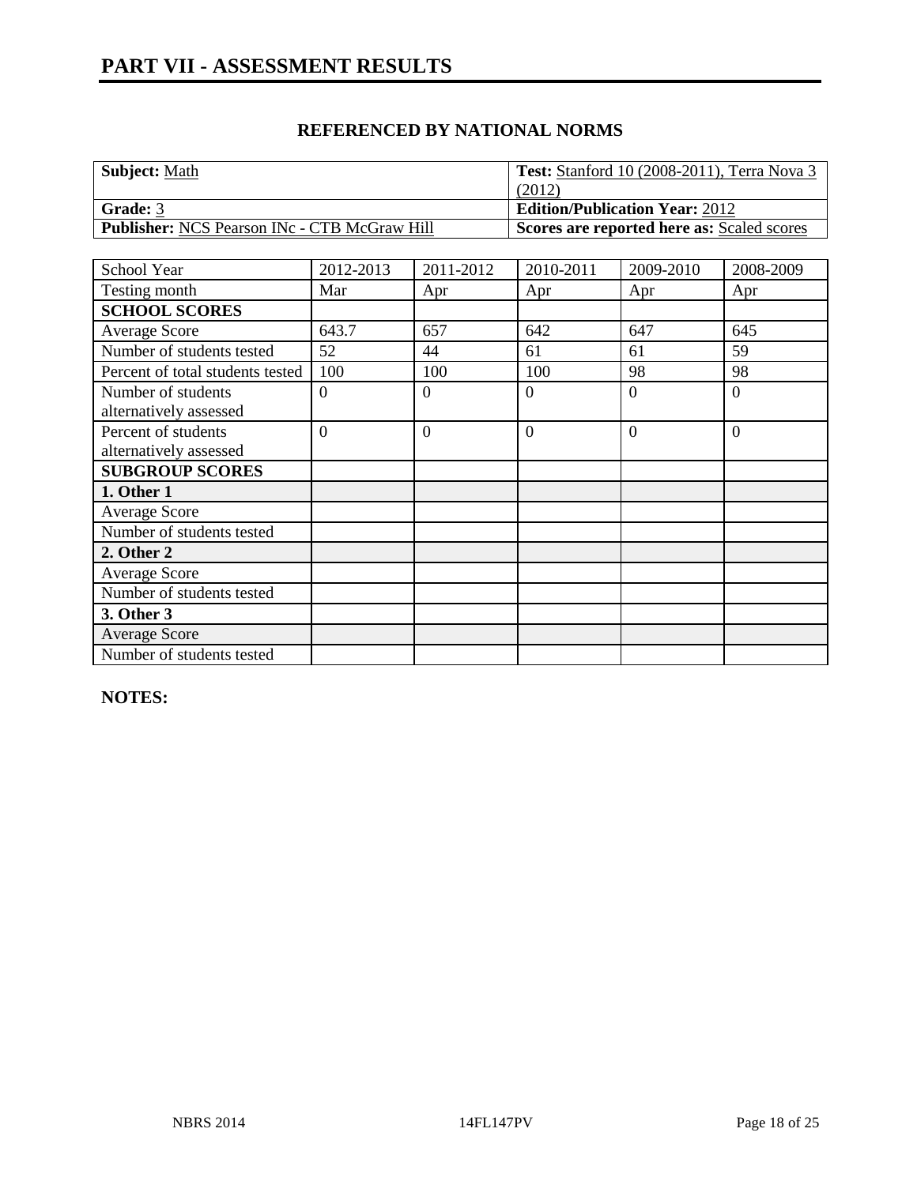# PART VII - ASSESSMENT RESULTS

## REFERENCED BY NATIONAL NORMS

| **Subject:** Math | **Test:** Stanford 10 (2008-2011), Terra Nova 3 (2012) |
|---|---|
| **Grade:** 3 | **Edition/Publication Year:** 2012 |
| **Publisher:** NCS Pearson INc - CTB McGraw Hill | **Scores are reported here as:** Scaled scores |

| School Year | 2012-2013 | 2011-2012 | 2010-2011 | 2009-2010 | 2008-2009 |
|---|---|---|---|---|---|
| Testing month | Mar | Apr | Apr | Apr | Apr |
| **SCHOOL SCORES** | | | | | |
| Average Score | 643.7 | 657 | 642 | 647 | 645 |
| Number of students tested | 52 | 44 | 61 | 61 | 59 |
| Percent of total students tested | 100 | 100 | 100 | 98 | 98 |
| Number of students alternatively assessed | 0 | 0 | 0 | 0 | 0 |
| Percent of students alternatively assessed | 0 | 0 | 0 | 0 | 0 |
| **SUBGROUP SCORES** | | | | | |
| **1. Other 1** | | | | | |
| Average Score | | | | | |
| Number of students tested | | | | | |
| **2. Other 2** | | | | | |
| Average Score | | | | | |
| Number of students tested | | | | | |
| **3. Other 3** | | | | | |
| Average Score | | | | | |
| Number of students tested | | | | | |

**NOTES:**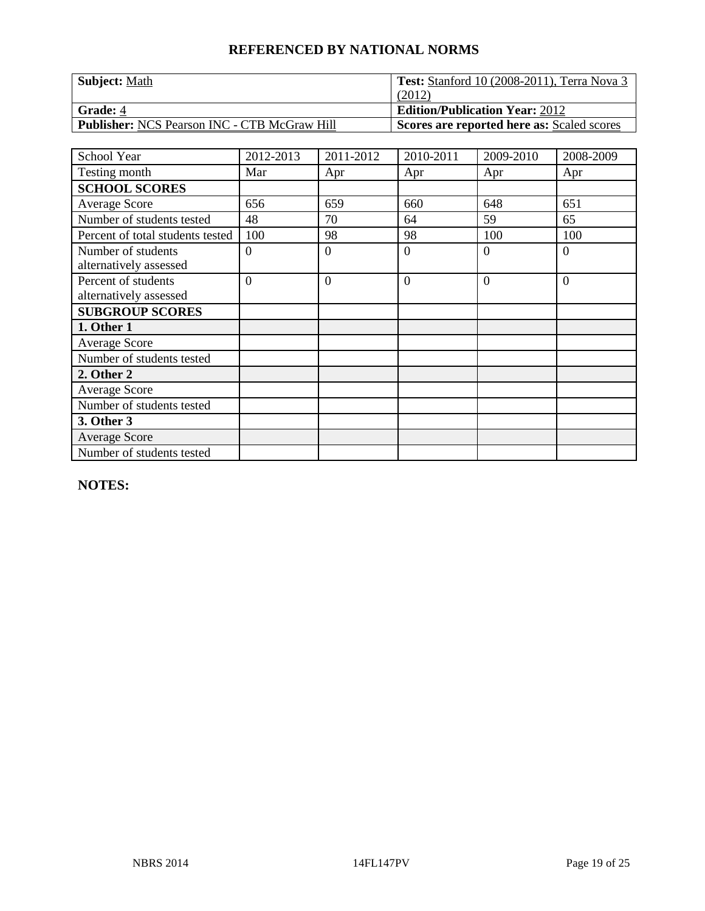## REFERENCED BY NATIONAL NORMS

| **Subject:** Math | **Test:** Stanford 10 (2008-2011), Terra Nova 3 (2012) |
|---|---|
| **Grade:** 4 | **Edition/Publication Year:** 2012 |
| **Publisher:** NCS Pearson INC - CTB McGraw Hill | **Scores are reported here as:** Scaled scores |

| School Year | 2012-2013 | 2011-2012 | 2010-2011 | 2009-2010 | 2008-2009 |
|---|---|---|---|---|---|
| Testing month | Mar | Apr | Apr | Apr | Apr |
| **SCHOOL SCORES** | | | | | |
| Average Score | 656 | 659 | 660 | 648 | 651 |
| Number of students tested | 48 | 70 | 64 | 59 | 65 |
| Percent of total students tested | 100 | 98 | 98 | 100 | 100 |
| Number of students alternatively assessed | 0 | 0 | 0 | 0 | 0 |
| Percent of students alternatively assessed | 0 | 0 | 0 | 0 | 0 |
| **SUBGROUP SCORES** | | | | | |
| **1. Other 1** | | | | | |
| Average Score | | | | | |
| Number of students tested | | | | | |
| **2. Other 2** | | | | | |
| Average Score | | | | | |
| Number of students tested | | | | | |
| **3. Other 3** | | | | | |
| Average Score | | | | | |
| Number of students tested | | | | | |

**NOTES:**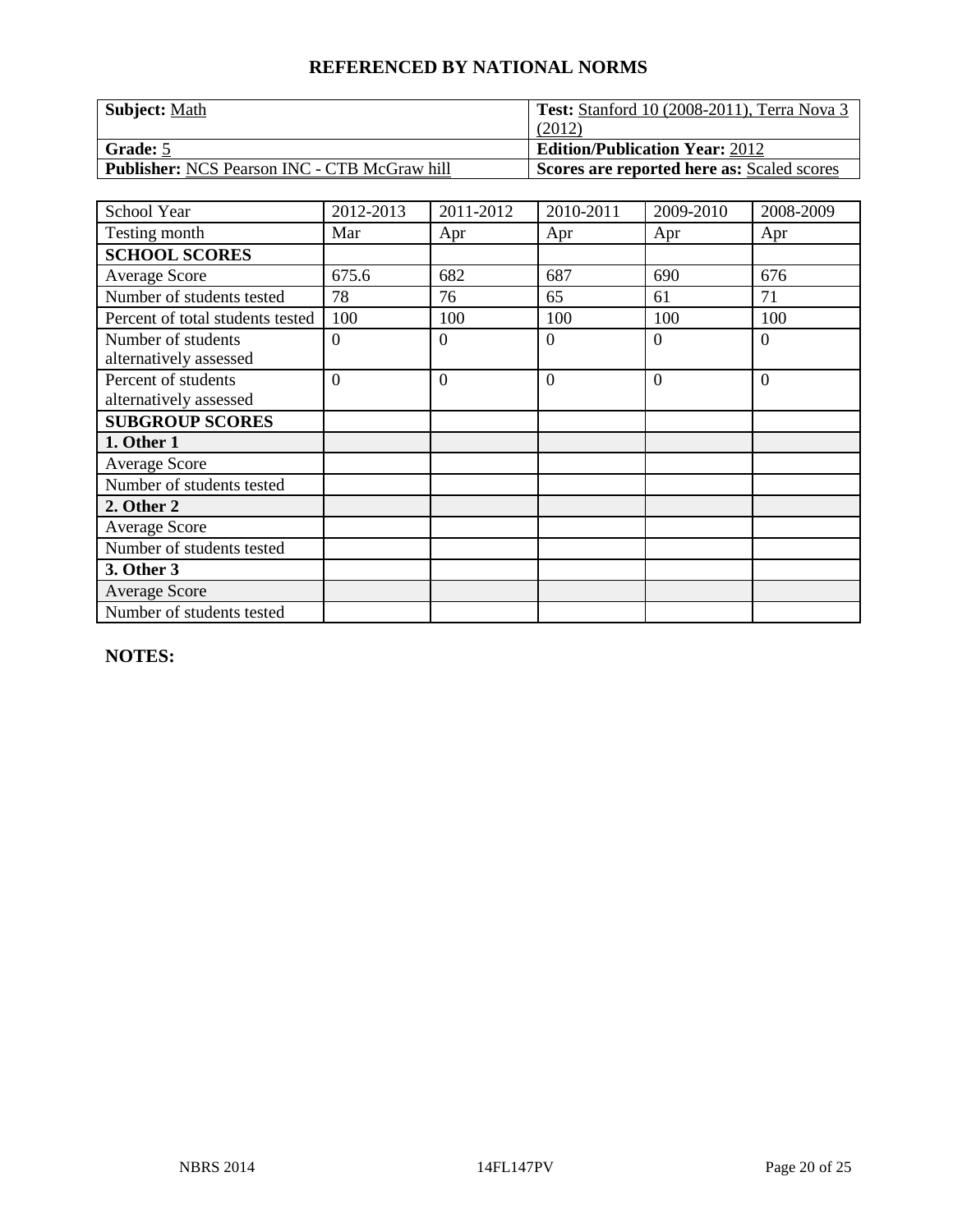## REFERENCED BY NATIONAL NORMS

| **Subject:** Math | **Test:** Stanford 10 (2008-2011), Terra Nova 3 (2012) |
|---|---|
| **Grade:** 5 | **Edition/Publication Year:** 2012 |
| **Publisher:** NCS Pearson INC - CTB McGraw hill | **Scores are reported here as:** Scaled scores |

| School Year | 2012-2013 | 2011-2012 | 2010-2011 | 2009-2010 | 2008-2009 |
|---|---|---|---|---|---|
| Testing month | Mar | Apr | Apr | Apr | Apr |
| **SCHOOL SCORES** | | | | | |
| Average Score | 675.6 | 682 | 687 | 690 | 676 |
| Number of students tested | 78 | 76 | 65 | 61 | 71 |
| Percent of total students tested | 100 | 100 | 100 | 100 | 100 |
| Number of students alternatively assessed | 0 | 0 | 0 | 0 | 0 |
| Percent of students alternatively assessed | 0 | 0 | 0 | 0 | 0 |
| **SUBGROUP SCORES** | | | | | |
| **1. Other 1** | | | | | |
| Average Score | | | | | |
| Number of students tested | | | | | |
| **2. Other 2** | | | | | |
| Average Score | | | | | |
| Number of students tested | | | | | |
| **3. Other 3** | | | | | |
| Average Score | | | | | |
| Number of students tested | | | | | |

**NOTES:**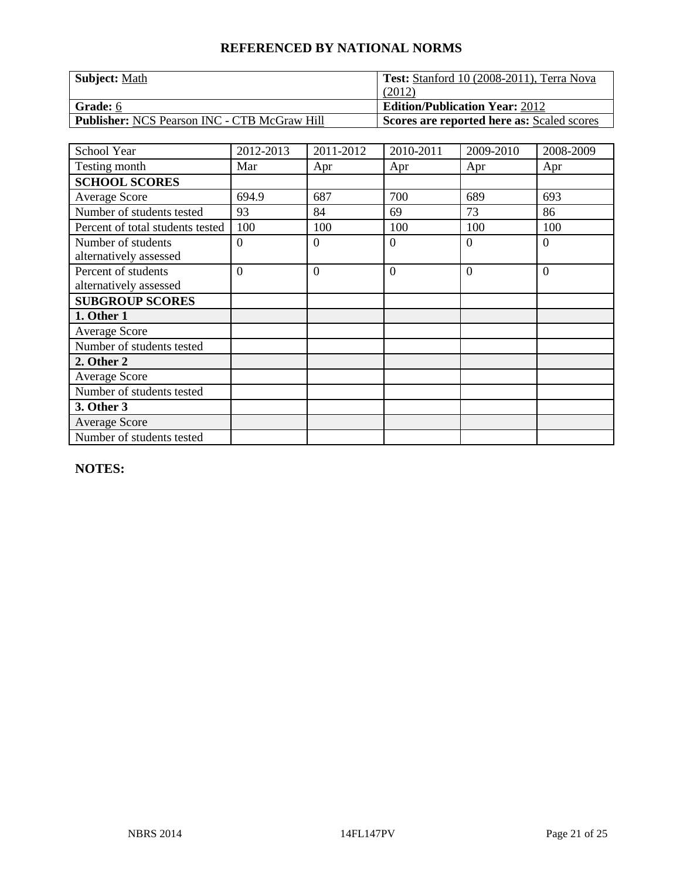## REFERENCED BY NATIONAL NORMS

| **Subject:** Math | **Test:** Stanford 10 (2008-2011), Terra Nova (2012) |
|---|---|
| **Grade:** 6 | **Edition/Publication Year:** 2012 |
| **Publisher:** NCS Pearson INC - CTB McGraw Hill | **Scores are reported here as:** Scaled scores |

| School Year | 2012-2013 | 2011-2012 | 2010-2011 | 2009-2010 | 2008-2009 |
|---|---|---|---|---|---|
| Testing month | Mar | Apr | Apr | Apr | Apr |
| **SCHOOL SCORES** | | | | | |
| Average Score | 694.9 | 687 | 700 | 689 | 693 |
| Number of students tested | 93 | 84 | 69 | 73 | 86 |
| Percent of total students tested | 100 | 100 | 100 | 100 | 100 |
| Number of students alternatively assessed | 0 | 0 | 0 | 0 | 0 |
| Percent of students alternatively assessed | 0 | 0 | 0 | 0 | 0 |
| **SUBGROUP SCORES** | | | | | |
| **1. Other 1** | | | | | |
| Average Score | | | | | |
| Number of students tested | | | | | |
| **2. Other 2** | | | | | |
| Average Score | | | | | |
| Number of students tested | | | | | |
| **3. Other 3** | | | | | |
| Average Score | | | | | |
| Number of students tested | | | | | |

**NOTES:**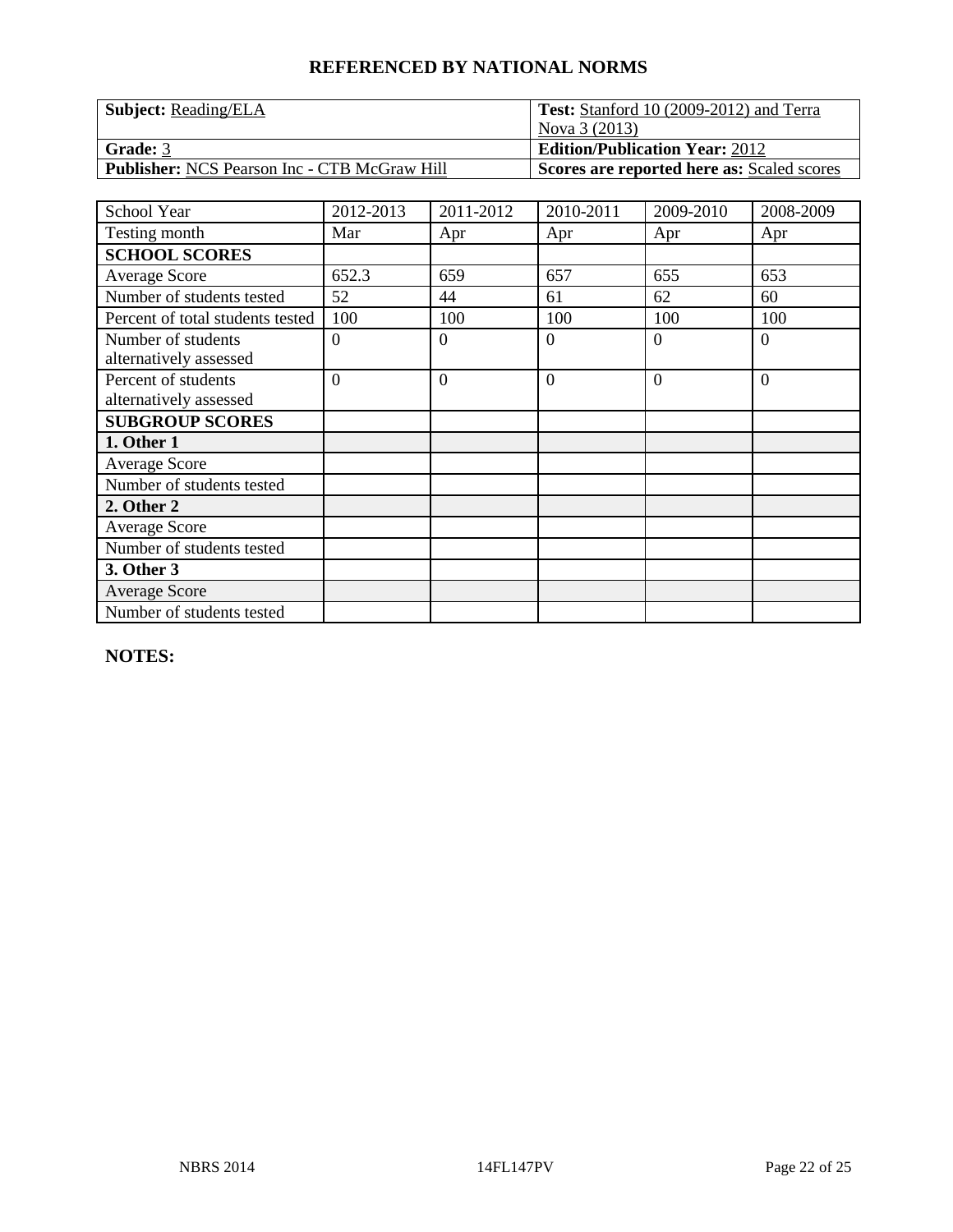# REFERENCED BY NATIONAL NORMS

| **Subject:** Reading/ELA | **Test:** Stanford 10 (2009-2012) and Terra Nova 3 (2013) |
|---|---|
| **Grade:** 3 | **Edition/Publication Year:** 2012 |
| **Publisher:** NCS Pearson Inc - CTB McGraw Hill | **Scores are reported here as:** Scaled scores |

| School Year | 2012-2013 | 2011-2012 | 2010-2011 | 2009-2010 | 2008-2009 |
|---|---|---|---|---|---|
| Testing month | Mar | Apr | Apr | Apr | Apr |
| **SCHOOL SCORES** | | | | | |
| Average Score | 652.3 | 659 | 657 | 655 | 653 |
| Number of students tested | 52 | 44 | 61 | 62 | 60 |
| Percent of total students tested | 100 | 100 | 100 | 100 | 100 |
| Number of students alternatively assessed | 0 | 0 | 0 | 0 | 0 |
| Percent of students alternatively assessed | 0 | 0 | 0 | 0 | 0 |
| **SUBGROUP SCORES** | | | | | |
| **1. Other 1** | | | | | |
| Average Score | | | | | |
| Number of students tested | | | | | |
| **2. Other 2** | | | | | |
| Average Score | | | | | |
| Number of students tested | | | | | |
| **3. Other 3** | | | | | |
| Average Score | | | | | |
| Number of students tested | | | | | |

**NOTES:**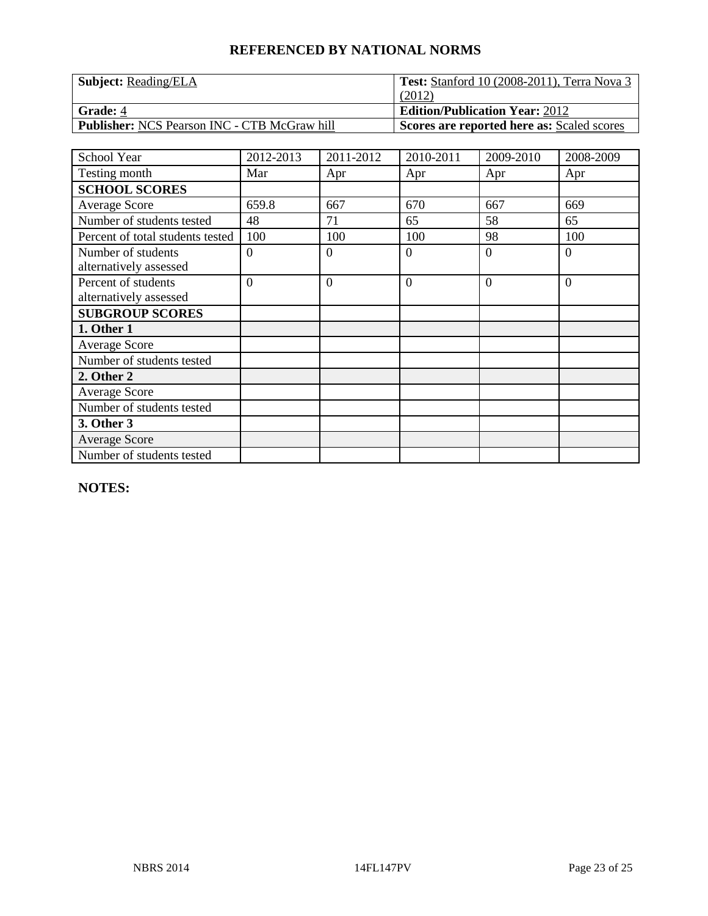# REFERENCED BY NATIONAL NORMS

| **Subject:** Reading/ELA | **Test:** Stanford 10 (2008-2011), Terra Nova 3 (2012) |
|---|---|
| **Grade:** 4 | **Edition/Publication Year:** 2012 |
| **Publisher:** NCS Pearson INC - CTB McGraw hill | **Scores are reported here as:** Scaled scores |

| School Year | 2012-2013 | 2011-2012 | 2010-2011 | 2009-2010 | 2008-2009 |
|---|---|---|---|---|---|
| Testing month | Mar | Apr | Apr | Apr | Apr |
| **SCHOOL SCORES** | | | | | |
| Average Score | 659.8 | 667 | 670 | 667 | 669 |
| Number of students tested | 48 | 71 | 65 | 58 | 65 |
| Percent of total students tested | 100 | 100 | 100 | 98 | 100 |
| Number of students alternatively assessed | 0 | 0 | 0 | 0 | 0 |
| Percent of students alternatively assessed | 0 | 0 | 0 | 0 | 0 |
| **SUBGROUP SCORES** | | | | | |
| **1. Other 1** | | | | | |
| Average Score | | | | | |
| Number of students tested | | | | | |
| **2. Other 2** | | | | | |
| Average Score | | | | | |
| Number of students tested | | | | | |
| **3. Other 3** | | | | | |
| Average Score | | | | | |
| Number of students tested | | | | | |

**NOTES:**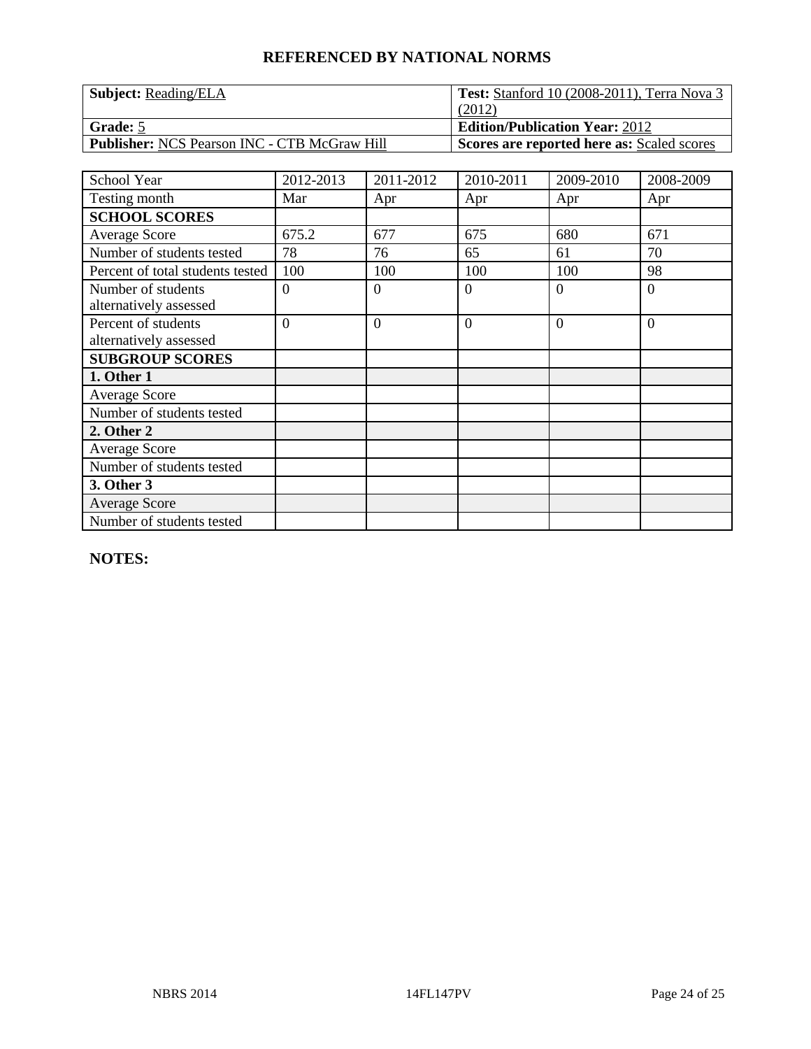## REFERENCED BY NATIONAL NORMS

| **Subject:** Reading/ELA | **Test:** Stanford 10 (2008-2011), Terra Nova 3 (2012) |
|---|---|
| **Grade:** 5 | **Edition/Publication Year:** 2012 |
| **Publisher:** NCS Pearson INC - CTB McGraw Hill | **Scores are reported here as:** Scaled scores |

| School Year | 2012-2013 | 2011-2012 | 2010-2011 | 2009-2010 | 2008-2009 |
|---|---|---|---|---|---|
| Testing month | Mar | Apr | Apr | Apr | Apr |
| **SCHOOL SCORES** | | | | | |
| Average Score | 675.2 | 677 | 675 | 680 | 671 |
| Number of students tested | 78 | 76 | 65 | 61 | 70 |
| Percent of total students tested | 100 | 100 | 100 | 100 | 98 |
| Number of students alternatively assessed | 0 | 0 | 0 | 0 | 0 |
| Percent of students alternatively assessed | 0 | 0 | 0 | 0 | 0 |
| **SUBGROUP SCORES** | | | | | |
| **1. Other 1** | | | | | |
| Average Score | | | | | |
| Number of students tested | | | | | |
| **2. Other 2** | | | | | |
| Average Score | | | | | |
| Number of students tested | | | | | |
| **3. Other 3** | | | | | |
| Average Score | | | | | |
| Number of students tested | | | | | |

**NOTES:**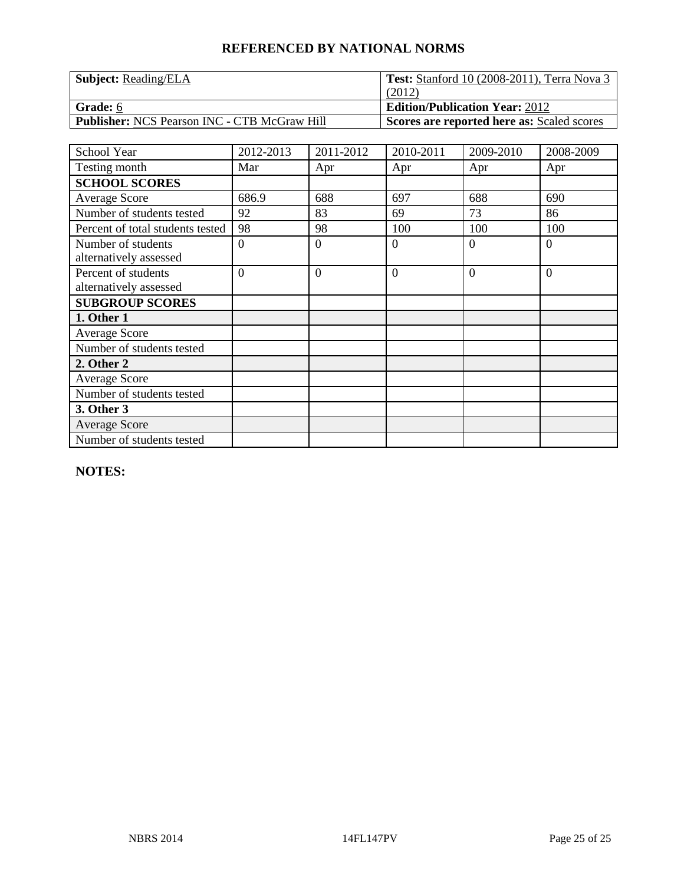## REFERENCED BY NATIONAL NORMS

| | |
|---|---|
| **Subject:** Reading/ELA | **Test:** Stanford 10 (2008-2011), Terra Nova 3 (2012) |
| **Grade:** 6 | **Edition/Publication Year:** 2012 |
| **Publisher:** NCS Pearson INC - CTB McGraw Hill | **Scores are reported here as:** Scaled scores |

| School Year | 2012-2013 | 2011-2012 | 2010-2011 | 2009-2010 | 2008-2009 |
|---|---|---|---|---|---|
| Testing month | Mar | Apr | Apr | Apr | Apr |
| **SCHOOL SCORES** | | | | | |
| Average Score | 686.9 | 688 | 697 | 688 | 690 |
| Number of students tested | 92 | 83 | 69 | 73 | 86 |
| Percent of total students tested | 98 | 98 | 100 | 100 | 100 |
| Number of students alternatively assessed | 0 | 0 | 0 | 0 | 0 |
| Percent of students alternatively assessed | 0 | 0 | 0 | 0 | 0 |
| **SUBGROUP SCORES** | | | | | |
| **1. Other 1** | | | | | |
| Average Score | | | | | |
| Number of students tested | | | | | |
| **2. Other 2** | | | | | |
| Average Score | | | | | |
| Number of students tested | | | | | |
| **3. Other 3** | | | | | |
| Average Score | | | | | |
| Number of students tested | | | | | |

**NOTES:**